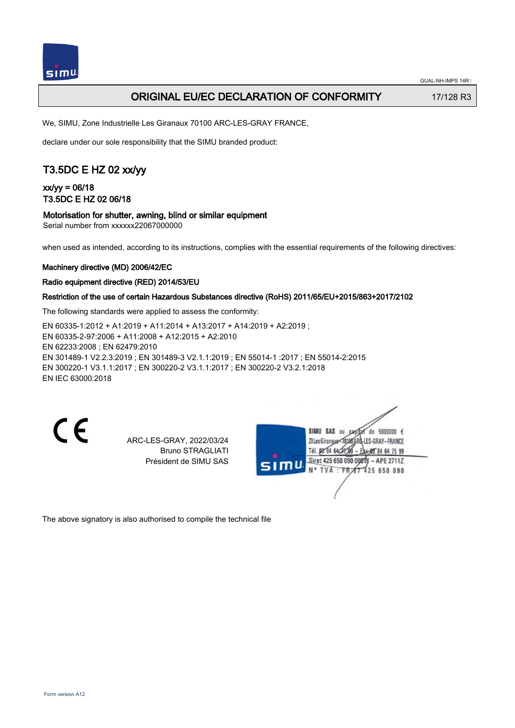# ORIGINAL EU/EC DECLARATION OF CONFORMITY

17/128 R3

We, SIMU, Zone Industrielle Les Giranaux 70100 ARC-LES-GRAY FRANCE,

declare under our sole responsibility that the SIMU branded product:

## T3.5DC E HZ 02 xx/yy

### xx/yy = 06/18
### T3.5DC E HZ 02 06/18

### Motorisation for shutter, awning, blind or similar equipment

Serial number from xxxxxx22067000000

when used as intended, according to its instructions, complies with the essential requirements of the following directives:

**Machinery directive (MD) 2006/42/EC**

**Radio equipment directive (RED) 2014/53/EU**

**Restriction of the use of certain Hazardous Substances directive (RoHS) 2011/65/EU+2015/863+2017/2102**

The following standards were applied to assess the conformity:

EN 60335-1:2012 + A1:2019 + A11:2014 + A13:2017 + A14:2019 + A2:2019 ;
EN 60335-2-97:2006 + A11:2008 + A12:2015 + A2:2010
EN 62233:2008 ; EN 62479:2010
EN 301489-1 V2.2.3:2019 ; EN 301489-3 V2.1.1:2019 ; EN 55014-1 :2017 ; EN 55014-2:2015
EN 300220-1 V3.1.1:2017 ; EN 300220-2 V3.1.1:2017 ; EN 300220-2 V3.2.1:2018
EN IEC 63000:2018

ARC-LES-GRAY, 2022/03/24
Bruno STRAGLIATI
Président de SIMU SAS

SIMU SAS au capital de 5000000 €
ZI Les Giranaux 70100 ARC-LES-GRAY–FRANCE
Tél. 03 84 64 75 00 – Fax 03 84 64 75 99
Siret 425 650 090 00011 – APE 2711Z
N° TVA : FR 87 425 650 090

The above signatory is also authorised to compile the technical file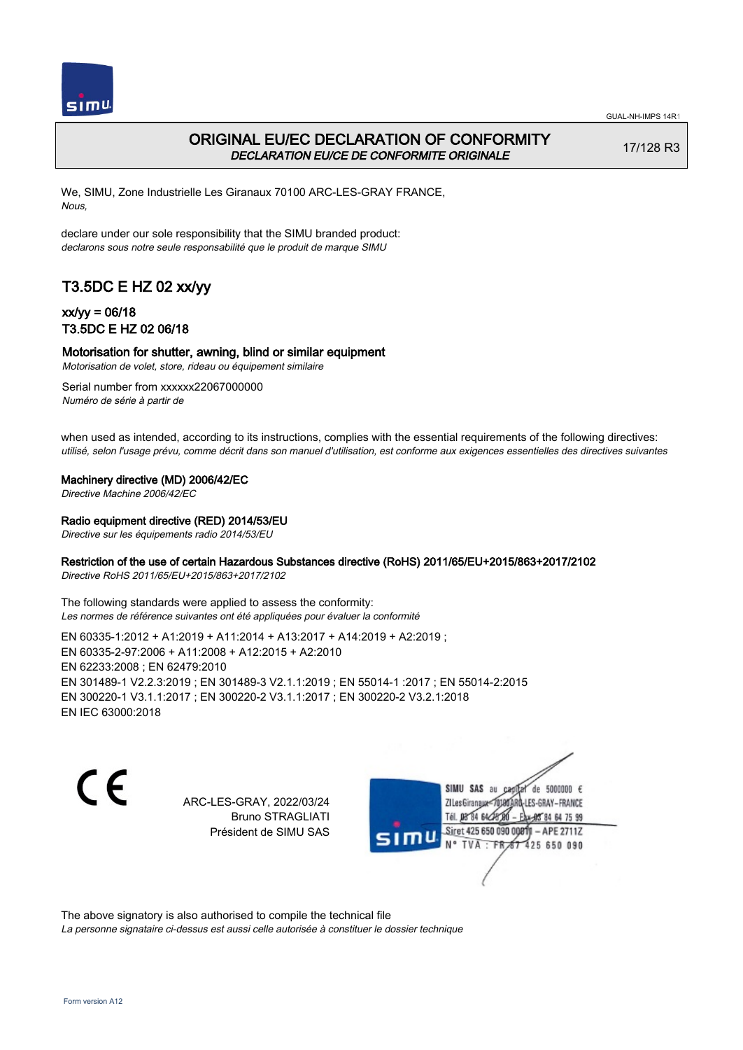# ORIGINAL EU/EC DECLARATION OF CONFORMITY

*DECLARATION EU/CE DE CONFORMITE ORIGINALE*

17/128 R3

We, SIMU, Zone Industrielle Les Giranaux 70100 ARC-LES-GRAY FRANCE,
*Nous,*

declare under our sole responsibility that the SIMU branded product:
*declarons sous notre seule responsabilité que le produit de marque SIMU*

## T3.5DC E HZ 02 xx/yy

### xx/yy = 06/18
### T3.5DC E HZ 02 06/18

**Motorisation for shutter, awning, blind or similar equipment**
*Motorisation de volet, store, rideau ou équipement similaire*

Serial number from xxxxxx22067000000
*Numéro de série à partir de*

when used as intended, according to its instructions, complies with the essential requirements of the following directives:
*utilisé, selon l'usage prévu, comme décrit dans son manuel d'utilisation, est conforme aux exigences essentielles des directives suivantes*

**Machinery directive (MD) 2006/42/EC**
*Directive Machine 2006/42/EC*

**Radio equipment directive (RED) 2014/53/EU**
*Directive sur les équipements radio 2014/53/EU*

**Restriction of the use of certain Hazardous Substances directive (RoHS) 2011/65/EU+2015/863+2017/2102**
*Directive RoHS 2011/65/EU+2015/863+2017/2102*

The following standards were applied to assess the conformity:
*Les normes de référence suivantes ont été appliquées pour évaluer la conformité*

EN 60335-1:2012 + A1:2019 + A11:2014 + A13:2017 + A14:2019 + A2:2019 ;
EN 60335-2-97:2006 + A11:2008 + A12:2015 + A2:2010
EN 62233:2008 ; EN 62479:2010
EN 301489-1 V2.2.3:2019 ; EN 301489-3 V2.1.1:2019 ; EN 55014-1 :2017 ; EN 55014-2:2015
EN 300220-1 V3.1.1:2017 ; EN 300220-2 V3.1.1:2017 ; EN 300220-2 V3.2.1:2018
EN IEC 63000:2018

ARC-LES-GRAY, 2022/03/24
Bruno STRAGLIATI
Président de SIMU SAS

SIMU SAS au capital de 5000000 €
ZI Les Giranaux 70100 ARC-LES-GRAY-FRANCE
Tél. 03 84 64 75 00 – Fax 03 84 64 75 99
Siret 425 650 090 00011 – APE 2711Z
N° TVA : FR 87 425 650 090

The above signatory is also authorised to compile the technical file
*La personne signataire ci-dessus est aussi celle autorisée à constituer le dossier technique*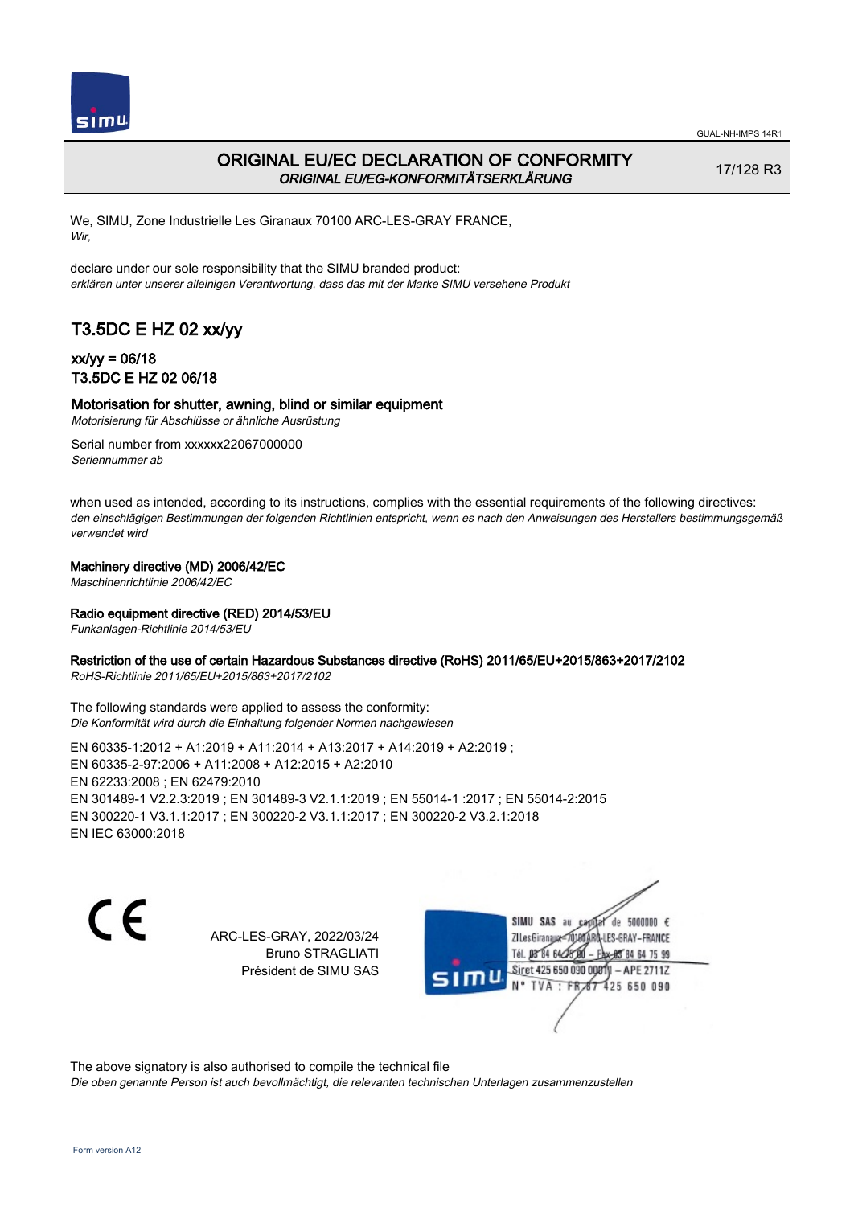# ORIGINAL EU/EC DECLARATION OF CONFORMITY
*ORIGINAL EU/EG-KONFORMITÄTSERKLÄRUNG*

17/128 R3

We, SIMU, Zone Industrielle Les Giranaux 70100 ARC-LES-GRAY FRANCE,
*Wir,*

declare under our sole responsibility that the SIMU branded product:
*erklären unter unserer alleinigen Verantwortung, dass das mit der Marke SIMU versehene Produkt*

## T3.5DC E HZ 02 xx/yy

### xx/yy = 06/18
### T3.5DC E HZ 02 06/18

**Motorisation for shutter, awning, blind or similar equipment**
*Motorisierung für Abschlüsse or ähnliche Ausrüstung*

Serial number from xxxxxx22067000000
*Seriennummer ab*

when used as intended, according to its instructions, complies with the essential requirements of the following directives:
*den einschlägigen Bestimmungen der folgenden Richtlinien entspricht, wenn es nach den Anweisungen des Herstellers bestimmungsgemäß verwendet wird*

**Machinery directive (MD) 2006/42/EC**
*Maschinenrichtlinie 2006/42/EC*

**Radio equipment directive (RED) 2014/53/EU**
*Funkanlagen-Richtlinie 2014/53/EU*

**Restriction of the use of certain Hazardous Substances directive (RoHS) 2011/65/EU+2015/863+2017/2102**
*RoHS-Richtlinie 2011/65/EU+2015/863+2017/2102*

The following standards were applied to assess the conformity:
*Die Konformität wird durch die Einhaltung folgender Normen nachgewiesen*

EN 60335-1:2012 + A1:2019 + A11:2014 + A13:2017 + A14:2019 + A2:2019 ;
EN 60335-2-97:2006 + A11:2008 + A12:2015 + A2:2010
EN 62233:2008 ; EN 62479:2010
EN 301489-1 V2.2.3:2019 ; EN 301489-3 V2.1.1:2019 ; EN 55014-1 :2017 ; EN 55014-2:2015
EN 300220-1 V3.1.1:2017 ; EN 300220-2 V3.1.1:2017 ; EN 300220-2 V3.2.1:2018
EN IEC 63000:2018

ARC-LES-GRAY, 2022/03/24
Bruno STRAGLIATI
Président de SIMU SAS

SIMU SAS au capital de 5000000 €
ZI Les Giranaux 70100 ARC-LES-GRAY-FRANCE
Tél. 03 84 64 75 00 – Fax 03 84 64 75 99
Siret 425 650 090 00011 – APE 2711Z
N° TVA : FR 87 425 650 090

The above signatory is also authorised to compile the technical file
*Die oben genannte Person ist auch bevollmächtigt, die relevanten technischen Unterlagen zusammenzustellen*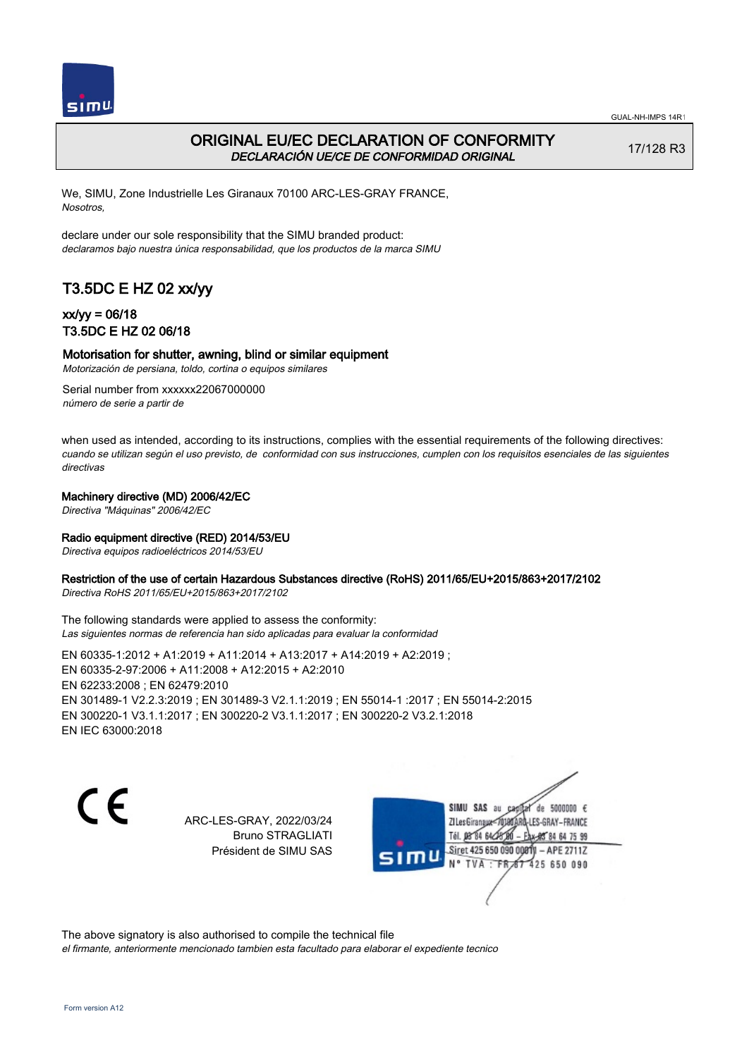# ORIGINAL EU/EC DECLARATION OF CONFORMITY

*DECLARACIÓN UE/CE DE CONFORMIDAD ORIGINAL*

17/128 R3

We, SIMU, Zone Industrielle Les Giranaux 70100 ARC-LES-GRAY FRANCE,
*Nosotros,*

declare under our sole responsibility that the SIMU branded product:
*declaramos bajo nuestra única responsabilidad, que los productos de la marca SIMU*

## T3.5DC E HZ 02 xx/yy

### xx/yy = 06/18
### T3.5DC E HZ 02 06/18

**Motorisation for shutter, awning, blind or similar equipment**
*Motorización de persiana, toldo, cortina o equipos similares*

Serial number from xxxxxx22067000000
*número de serie a partir de*

when used as intended, according to its instructions, complies with the essential requirements of the following directives:
*cuando se utilizan según el uso previsto, de conformidad con sus instrucciones, cumplen con los requisitos esenciales de las siguientes directivas*

**Machinery directive (MD) 2006/42/EC**
*Directiva "Máquinas" 2006/42/EC*

**Radio equipment directive (RED) 2014/53/EU**
*Directiva equipos radioeléctricos 2014/53/EU*

**Restriction of the use of certain Hazardous Substances directive (RoHS) 2011/65/EU+2015/863+2017/2102**
*Directiva RoHS 2011/65/EU+2015/863+2017/2102*

The following standards were applied to assess the conformity:
*Las siguientes normas de referencia han sido aplicadas para evaluar la conformidad*

EN 60335-1:2012 + A1:2019 + A11:2014 + A13:2017 + A14:2019 + A2:2019 ;
EN 60335-2-97:2006 + A11:2008 + A12:2015 + A2:2010
EN 62233:2008 ; EN 62479:2010
EN 301489-1 V2.2.3:2019 ; EN 301489-3 V2.1.1:2019 ; EN 55014-1 :2017 ; EN 55014-2:2015
EN 300220-1 V3.1.1:2017 ; EN 300220-2 V3.1.1:2017 ; EN 300220-2 V3.2.1:2018
EN IEC 63000:2018

CE

ARC-LES-GRAY, 2022/03/24
Bruno STRAGLIATI
Président de SIMU SAS

SIMU SAS au capital de 5000000 €
ZI Les Giranaux 70100 ARC-LES-GRAY-FRANCE
Tél. 03 84 64 75 00 – Fax 03 84 64 75 99
Siret 425 650 090 00011 – APE 2711Z
N° TVA : FR 87 425 650 090

The above signatory is also authorised to compile the technical file
*el firmante, anteriormente mencionado tambien esta facultado para elaborar el expediente tecnico*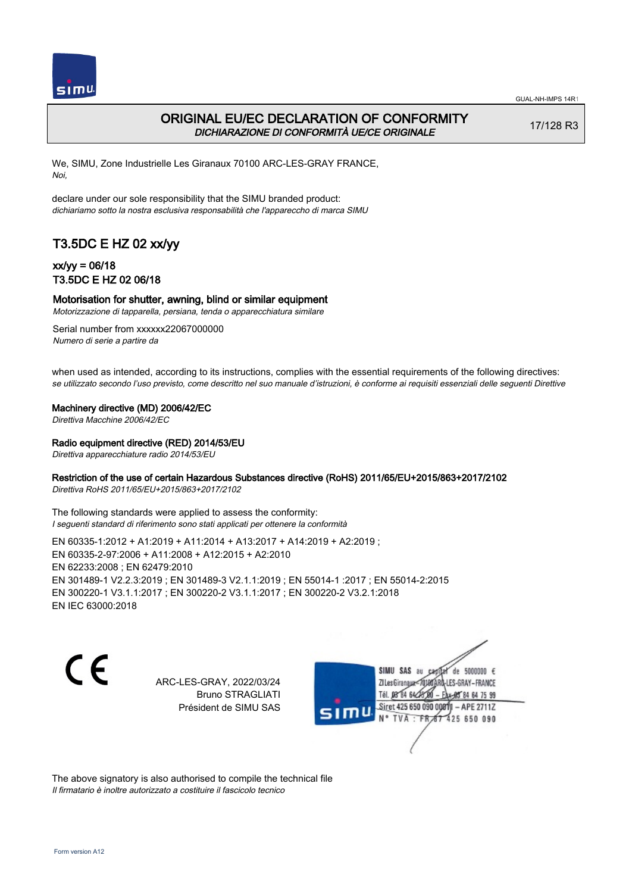# ORIGINAL EU/EC DECLARATION OF CONFORMITY
*DICHIARAZIONE DI CONFORMITÀ UE/CE ORIGINALE*

17/128 R3

We, SIMU, Zone Industrielle Les Giranaux 70100 ARC-LES-GRAY FRANCE,
*Noi,*

declare under our sole responsibility that the SIMU branded product:
*dichiariamo sotto la nostra esclusiva responsabilità che l'apparecchio di marca SIMU*

## T3.5DC E HZ 02 xx/yy

### xx/yy = 06/18
### T3.5DC E HZ 02 06/18

**Motorisation for shutter, awning, blind or similar equipment**
*Motorizzazione di tapparella, persiana, tenda o apparecchiatura similare*

Serial number from xxxxxx22067000000
*Numero di serie a partire da*

when used as intended, according to its instructions, complies with the essential requirements of the following directives:
*se utilizzato secondo l'uso previsto, come descritto nel suo manuale d'istruzioni, è conforme ai requisiti essenziali delle seguenti Direttive*

**Machinery directive (MD) 2006/42/EC**
*Direttiva Macchine 2006/42/EC*

**Radio equipment directive (RED) 2014/53/EU**
*Direttiva apparecchiature radio 2014/53/EU*

**Restriction of the use of certain Hazardous Substances directive (RoHS) 2011/65/EU+2015/863+2017/2102**
*Direttiva RoHS 2011/65/EU+2015/863+2017/2102*

The following standards were applied to assess the conformity:
*I seguenti standard di riferimento sono stati applicati per ottenere la conformità*

EN 60335-1:2012 + A1:2019 + A11:2014 + A13:2017 + A14:2019 + A2:2019 ;
EN 60335-2-97:2006 + A11:2008 + A12:2015 + A2:2010
EN 62233:2008 ; EN 62479:2010
EN 301489-1 V2.2.3:2019 ; EN 301489-3 V2.1.1:2019 ; EN 55014-1 :2017 ; EN 55014-2:2015
EN 300220-1 V3.1.1:2017 ; EN 300220-2 V3.1.1:2017 ; EN 300220-2 V3.2.1:2018
EN IEC 63000:2018

CE

ARC-LES-GRAY, 2022/03/24
Bruno STRAGLIATI
Président de SIMU SAS

SIMU SAS au capital de 5000000 €
ZI Les Giranaux 70100 ARC-LES-GRAY-FRANCE
Tél. 03 84 64 75 00 – Fax 03 84 64 75 99
Siret 425 650 090 00011 – APE 2711Z
N° TVA : FR 87 425 650 090

The above signatory is also authorised to compile the technical file
*Il firmatario è inoltre autorizzato a costituire il fascicolo tecnico*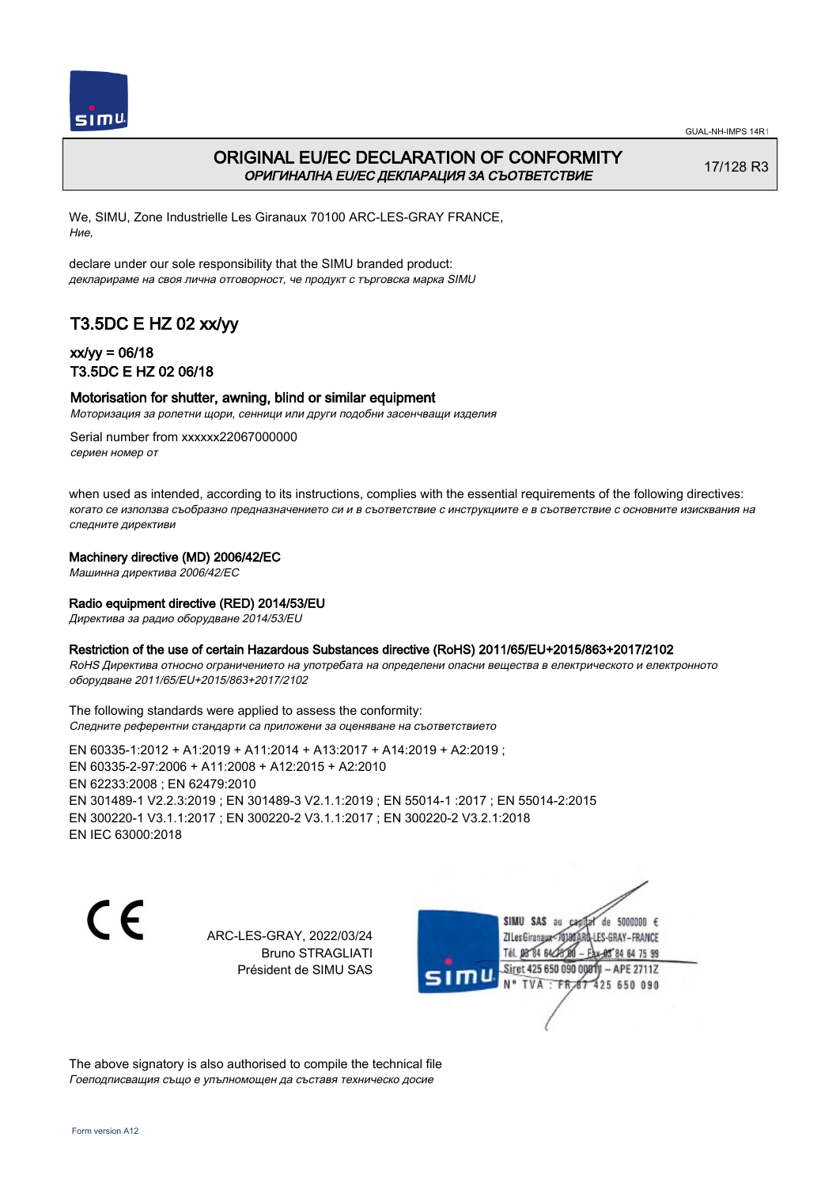# ORIGINAL EU/EC DECLARATION OF CONFORMITY
*ОРИГИНАЛНА EU/EC ДЕКЛАРАЦИЯ ЗА СЪОТВЕТСТВИЕ*

17/128 R3

We, SIMU, Zone Industrielle Les Giranaux 70100 ARC-LES-GRAY FRANCE,
*Ние,*

declare under our sole responsibility that the SIMU branded product:
*декларираме на своя лична отговорност, че продукт с търговска марка SIMU*

## T3.5DC E HZ 02 xx/yy

### xx/yy = 06/18
### T3.5DC E HZ 02 06/18

**Motorisation for shutter, awning, blind or similar equipment**
*Моторизация за ролетни щори, сенници или други подобни засенчващи изделия*

Serial number from xxxxxx22067000000
*сериен номер от*

when used as intended, according to its instructions, complies with the essential requirements of the following directives:
*когато се използва съобразно предназначението си и в съответствие с инструкциите е в съответствие с основните изисквания на следните директиви*

**Machinery directive (MD) 2006/42/EC**
*Машинна директива 2006/42/EC*

**Radio equipment directive (RED) 2014/53/EU**
*Директива за радио оборудване 2014/53/EU*

**Restriction of the use of certain Hazardous Substances directive (RoHS) 2011/65/EU+2015/863+2017/2102**
*RoHS Директива относно ограничението на употребата на определени опасни вещества в електрическото и електронното оборудване 2011/65/EU+2015/863+2017/2102*

The following standards were applied to assess the conformity:
*Следните референтни стандарти са приложени за оценяване на съответствието*

EN 60335-1:2012 + A1:2019 + A11:2014 + A13:2017 + A14:2019 + A2:2019 ;
EN 60335-2-97:2006 + A11:2008 + A12:2015 + A2:2010
EN 62233:2008 ; EN 62479:2010
EN 301489-1 V2.2.3:2019 ; EN 301489-3 V2.1.1:2019 ; EN 55014-1 :2017 ; EN 55014-2:2015
EN 300220-1 V3.1.1:2017 ; EN 300220-2 V3.1.1:2017 ; EN 300220-2 V3.2.1:2018
EN IEC 63000:2018

CE

ARC-LES-GRAY, 2022/03/24
Bruno STRAGLIATI
Président de SIMU SAS

SIMU SAS au capital de 5000000 €
ZI Les Giranaux 70100 ARC-LES-GRAY-FRANCE
Tél. 03 84 64 75 00 – Fax 03 84 64 75 99
Siret 425 650 090 00011 – APE 2711Z
N° TVA : FR 87 425 650 090

The above signatory is also authorised to compile the technical file
*Гоеподписващия също е упълномощен да съставя техническо досие*

Form version A12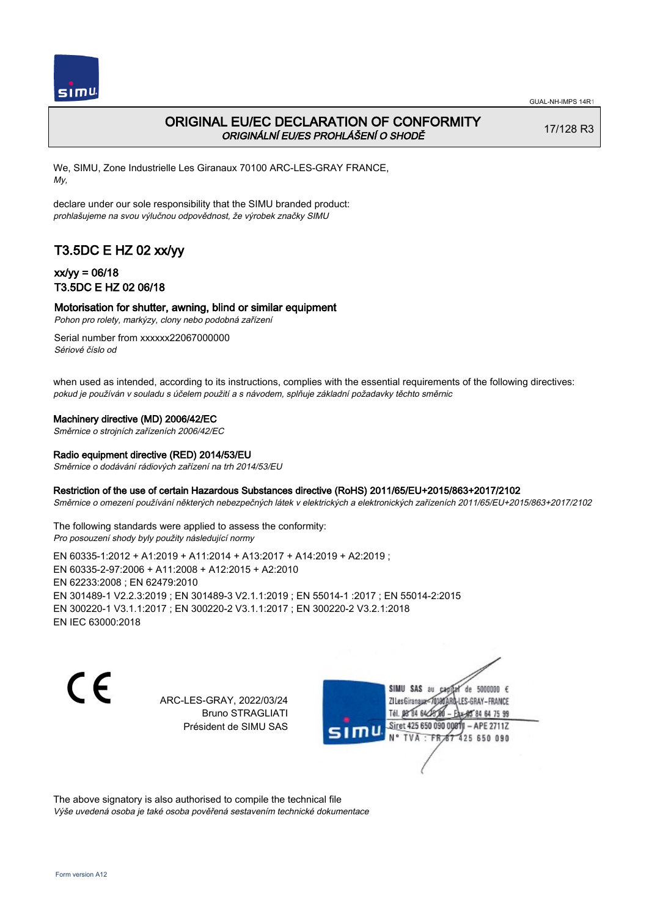# ORIGINAL EU/EC DECLARATION OF CONFORMITY
*ORIGINÁLNÍ EU/ES PROHLÁŠENÍ O SHODĚ*

17/128 R3

We, SIMU, Zone Industrielle Les Giranaux 70100 ARC-LES-GRAY FRANCE,
*My,*

declare under our sole responsibility that the SIMU branded product:
*prohlašujeme na svou výlučnou odpovědnost, že výrobek značky SIMU*

## T3.5DC E HZ 02 xx/yy

### xx/yy = 06/18
### T3.5DC E HZ 02 06/18

**Motorisation for shutter, awning, blind or similar equipment**
*Pohon pro rolety, markýzy, clony nebo podobná zařízení*

Serial number from xxxxxx22067000000
*Sériové číslo od*

when used as intended, according to its instructions, complies with the essential requirements of the following directives:
*pokud je používán v souladu s účelem použití a s návodem, splňuje základní požadavky těchto směrnic*

**Machinery directive (MD) 2006/42/EC**
*Směrnice o strojních zařízeních 2006/42/EC*

**Radio equipment directive (RED) 2014/53/EU**
*Směrnice o dodávání rádiových zařízení na trh 2014/53/EU*

**Restriction of the use of certain Hazardous Substances directive (RoHS) 2011/65/EU+2015/863+2017/2102**
*Směrnice o omezení používání některých nebezpečných látek v elektrických a elektronických zařízeních 2011/65/EU+2015/863+2017/2102*

The following standards were applied to assess the conformity:
*Pro posouzení shody byly použity následující normy*

EN 60335-1:2012 + A1:2019 + A11:2014 + A13:2017 + A14:2019 + A2:2019 ;
EN 60335-2-97:2006 + A11:2008 + A12:2015 + A2:2010
EN 62233:2008 ; EN 62479:2010
EN 301489-1 V2.2.3:2019 ; EN 301489-3 V2.1.1:2019 ; EN 55014-1 :2017 ; EN 55014-2:2015
EN 300220-1 V3.1.1:2017 ; EN 300220-2 V3.1.1:2017 ; EN 300220-2 V3.2.1:2018
EN IEC 63000:2018

CE

ARC-LES-GRAY, 2022/03/24
Bruno STRAGLIATI
Président de SIMU SAS

SIMU SAS au capital de 5000000 €
ZI Les Giranaux 70100 ARC-LES-GRAY-FRANCE
Tél. 03 84 64 75 00 – Fax 03 84 64 75 99
Siret 425 650 090 00011 – APE 2711Z
N° TVA : FR 87 425 650 090

The above signatory is also authorised to compile the technical file
*Výše uvedená osoba je také osoba pověřená sestavením technické dokumentace*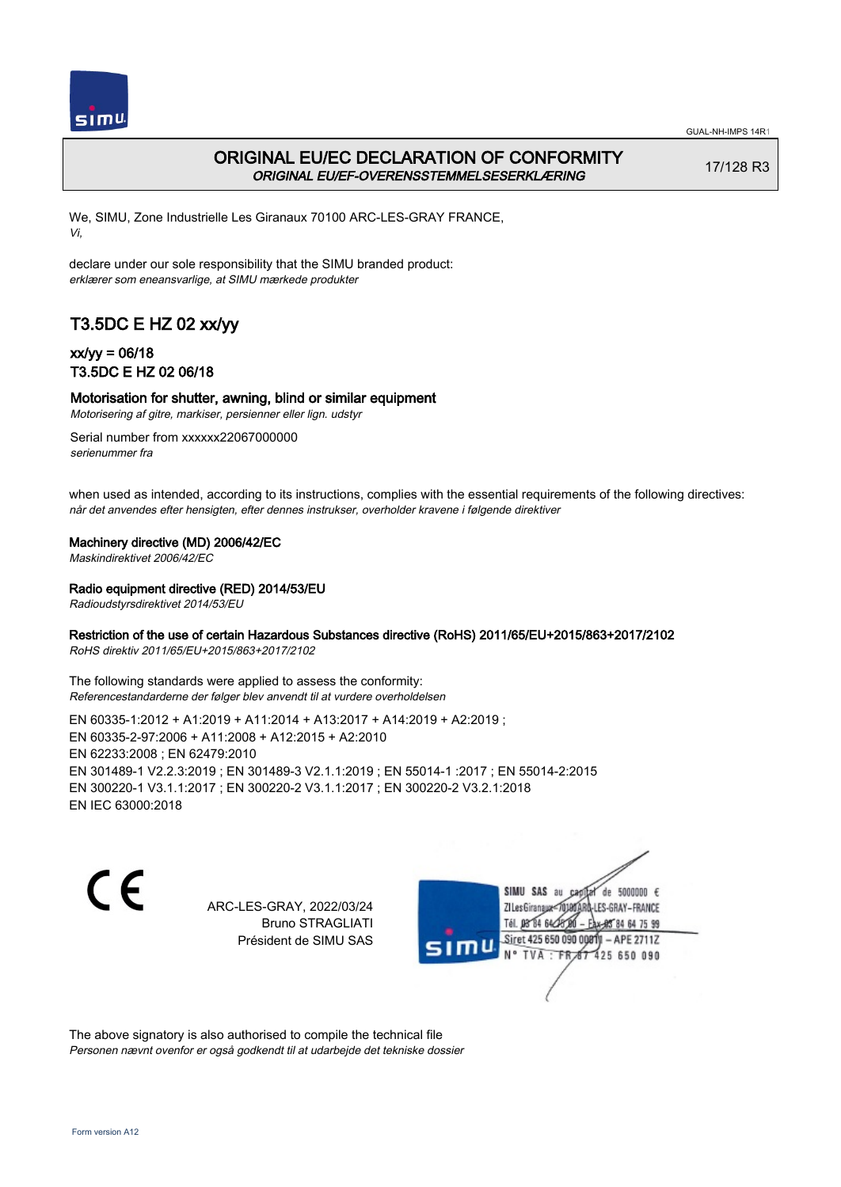# ORIGINAL EU/EC DECLARATION OF CONFORMITY
*ORIGINAL EU/EF-OVERENSSTEMMELSESERKLÆRING*

17/128 R3

We, SIMU, Zone Industrielle Les Giranaux 70100 ARC-LES-GRAY FRANCE,
*Vi,*

declare under our sole responsibility that the SIMU branded product:
*erklærer som eneansvarlige, at SIMU mærkede produkter*

## T3.5DC E HZ 02 xx/yy

### xx/yy = 06/18
### T3.5DC E HZ 02 06/18

**Motorisation for shutter, awning, blind or similar equipment**
*Motorisering af gitre, markiser, persienner eller lign. udstyr*

Serial number from xxxxxx22067000000
*serienummer fra*

when used as intended, according to its instructions, complies with the essential requirements of the following directives:
*når det anvendes efter hensigten, efter dennes instrukser, overholder kravene i følgende direktiver*

**Machinery directive (MD) 2006/42/EC**
*Maskindirektivet 2006/42/EC*

**Radio equipment directive (RED) 2014/53/EU**
*Radioudstyrsdirektivet 2014/53/EU*

**Restriction of the use of certain Hazardous Substances directive (RoHS) 2011/65/EU+2015/863+2017/2102**
*RoHS direktiv 2011/65/EU+2015/863+2017/2102*

The following standards were applied to assess the conformity:
*Referencestandarderne der følger blev anvendt til at vurdere overholdelsen*

EN 60335-1:2012 + A1:2019 + A11:2014 + A13:2017 + A14:2019 + A2:2019 ;
EN 60335-2-97:2006 + A11:2008 + A12:2015 + A2:2010
EN 62233:2008 ; EN 62479:2010
EN 301489-1 V2.2.3:2019 ; EN 301489-3 V2.1.1:2019 ; EN 55014-1 :2017 ; EN 55014-2:2015
EN 300220-1 V3.1.1:2017 ; EN 300220-2 V3.1.1:2017 ; EN 300220-2 V3.2.1:2018
EN IEC 63000:2018

ARC-LES-GRAY, 2022/03/24
Bruno STRAGLIATI
Président de SIMU SAS

SIMU SAS au capital de 5000000 €
ZI Les Giranaux 70100 ARC-LES-GRAY-FRANCE
Tél. 03 84 64 75 00 – Fax 03 84 64 75 99
Siret 425 650 090 00011 – APE 2711Z
N° TVA : FR 87 425 650 090

The above signatory is also authorised to compile the technical file
*Personen nævnt ovenfor er også godkendt til at udarbejde det tekniske dossier*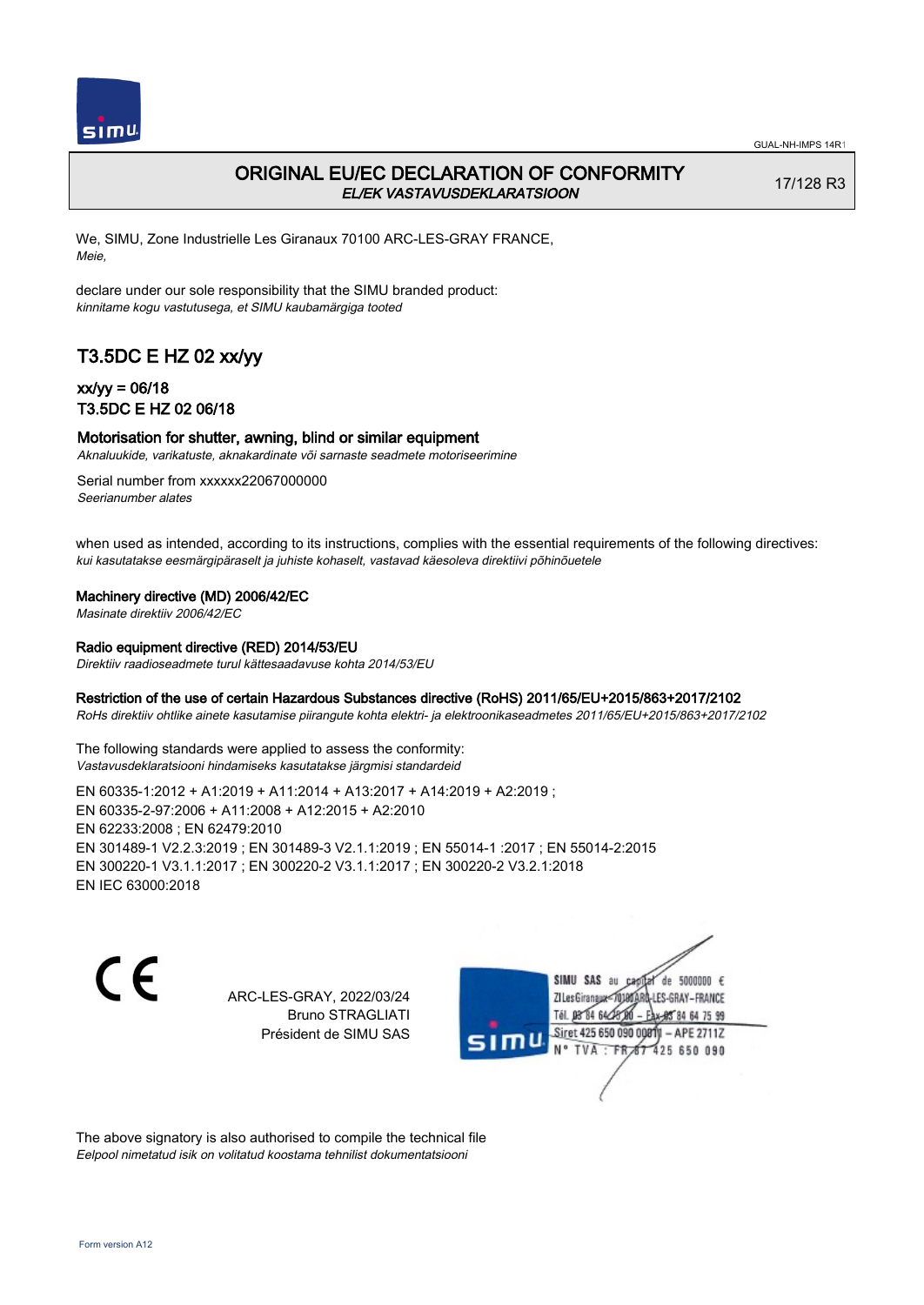# ORIGINAL EU/EC DECLARATION OF CONFORMITY

*EL/EK VASTAVUSDEKLARATSIOON*

17/128 R3

We, SIMU, Zone Industrielle Les Giranaux 70100 ARC-LES-GRAY FRANCE,
*Meie,*

declare under our sole responsibility that the SIMU branded product:
*kinnitame kogu vastutusega, et SIMU kaubamärgiga tooted*

## T3.5DC E HZ 02 xx/yy

### xx/yy = 06/18
### T3.5DC E HZ 02 06/18

**Motorisation for shutter, awning, blind or similar equipment**
*Aknaluukide, varikatuste, aknakardinate või sarnaste seadmete motoriseerimine*

Serial number from xxxxxx22067000000
*Seerianumber alates*

when used as intended, according to its instructions, complies with the essential requirements of the following directives:
*kui kasutatakse eesmärgipäraselt ja juhiste kohaselt, vastavad käesoleva direktiivi põhinõuetele*

**Machinery directive (MD) 2006/42/EC**
*Masinate direktiiv 2006/42/EC*

**Radio equipment directive (RED) 2014/53/EU**
*Direktiiv raadioseadmete turul kättesaadavuse kohta 2014/53/EU*

**Restriction of the use of certain Hazardous Substances directive (RoHS) 2011/65/EU+2015/863+2017/2102**
*RoHs direktiiv ohtlike ainete kasutamise piirangute kohta elektri- ja elektroonikaseadmetes 2011/65/EU+2015/863+2017/2102*

The following standards were applied to assess the conformity:
*Vastavusdeklaratsiooni hindamiseks kasutatakse järgmisi standardeid*

EN 60335-1:2012 + A1:2019 + A11:2014 + A13:2017 + A14:2019 + A2:2019 ;
EN 60335-2-97:2006 + A11:2008 + A12:2015 + A2:2010
EN 62233:2008 ; EN 62479:2010
EN 301489-1 V2.2.3:2019 ; EN 301489-3 V2.1.1:2019 ; EN 55014-1 :2017 ; EN 55014-2:2015
EN 300220-1 V3.1.1:2017 ; EN 300220-2 V3.1.1:2017 ; EN 300220-2 V3.2.1:2018
EN IEC 63000:2018

CE

ARC-LES-GRAY, 2022/03/24
Bruno STRAGLIATI
Président de SIMU SAS

SIMU SAS au capital de 5000000 €
ZI Les Giranaux 70100 ARC-LES-GRAY-FRANCE
Tél. 03 84 64 75 00 – Fax 03 84 64 75 99
Siret 425 650 090 00011 – APE 2711Z
N° TVA : FR 67 425 650 090

The above signatory is also authorised to compile the technical file
*Eelpool nimetatud isik on volitatud koostama tehnilist dokumentatsiooni*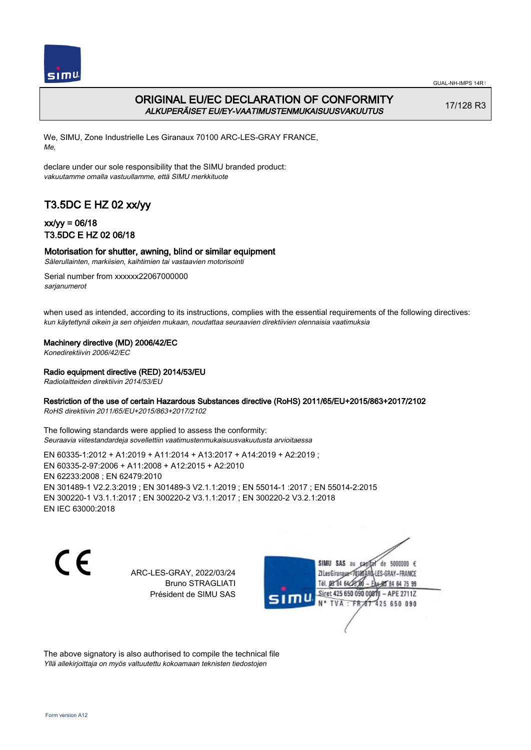# ORIGINAL EU/EC DECLARATION OF CONFORMITY
*ALKUPERÄISET EU/EY-VAATIMUSTENMUKAISUUSVAKUUTUS*

17/128 R3

We, SIMU, Zone Industrielle Les Giranaux 70100 ARC-LES-GRAY FRANCE,
*Me,*

declare under our sole responsibility that the SIMU branded product:
*vakuutamme omalla vastuullamme, että SIMU merkkituote*

## T3.5DC E HZ 02 xx/yy

### xx/yy = 06/18
### T3.5DC E HZ 02 06/18

**Motorisation for shutter, awning, blind or similar equipment**
*Sälerullainten, markiisien, kaihtimien tai vastaavien motorisointi*

Serial number from xxxxxx22067000000
*sarjanumerot*

when used as intended, according to its instructions, complies with the essential requirements of the following directives:
*kun käytettynä oikein ja sen ohjeiden mukaan, noudattaa seuraavien direktiivien olennaisia vaatimuksia*

**Machinery directive (MD) 2006/42/EC**
*Konedirektiivin 2006/42/EC*

**Radio equipment directive (RED) 2014/53/EU**
*Radiolaitteiden direktiivin 2014/53/EU*

**Restriction of the use of certain Hazardous Substances directive (RoHS) 2011/65/EU+2015/863+2017/2102**
*RoHS direktiivin 2011/65/EU+2015/863+2017/2102*

The following standards were applied to assess the conformity:
*Seuraavia viitestandardeja sovellettiin vaatimustenmukaisuusvakuutusta arvioitaessa*

EN 60335-1:2012 + A1:2019 + A11:2014 + A13:2017 + A14:2019 + A2:2019 ;
EN 60335-2-97:2006 + A11:2008 + A12:2015 + A2:2010
EN 62233:2008 ; EN 62479:2010
EN 301489-1 V2.2.3:2019 ; EN 301489-3 V2.1.1:2019 ; EN 55014-1 :2017 ; EN 55014-2:2015
EN 300220-1 V3.1.1:2017 ; EN 300220-2 V3.1.1:2017 ; EN 300220-2 V3.2.1:2018
EN IEC 63000:2018

CE

ARC-LES-GRAY, 2022/03/24
Bruno STRAGLIATI
Président de SIMU SAS

SIMU SAS au capital de 5000000 €
ZI Les Giranaux 70100 ARC-LES-GRAY-FRANCE
Tél. 03 84 64 75 00 – Fax 03 84 64 75 99
Siret 425 650 090 00011 – APE 2711Z
N° TVA : FR 67 425 650 090

The above signatory is also authorised to compile the technical file
*Yllä allekirjoittaja on myös valtuutettu kokoamaan teknisten tiedostojen*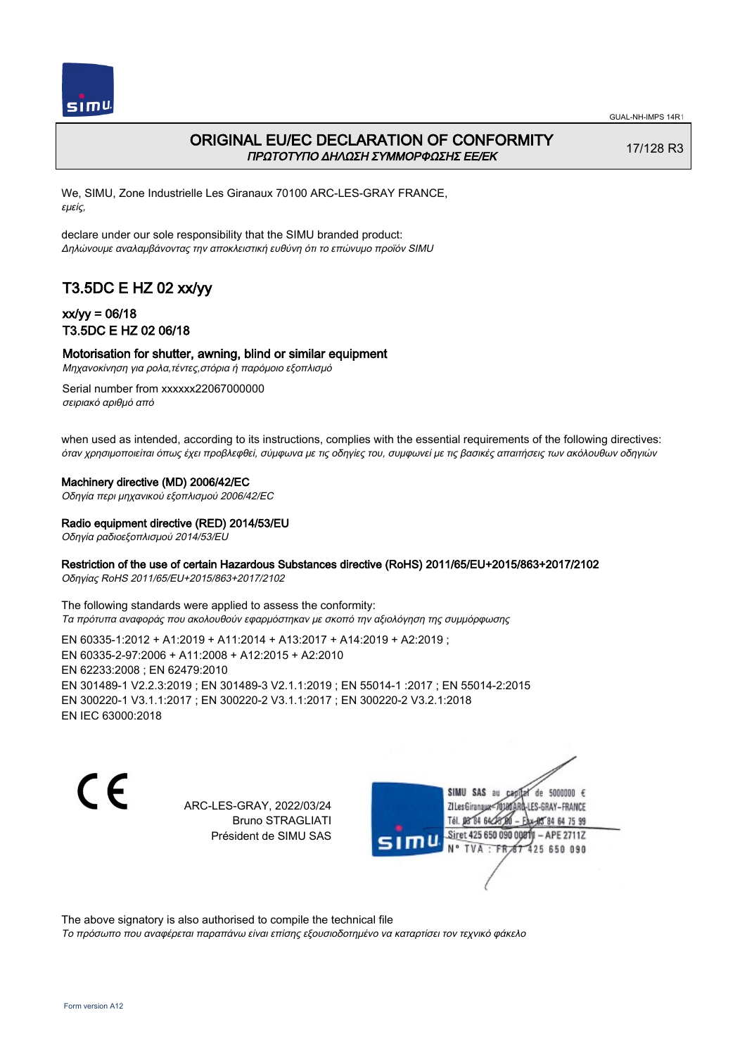GUAL-NH-IMPS 14R1

# ORIGINAL EU/EC DECLARATION OF CONFORMITY
*ΠΡΩΤΟΤΥΠΟ ΔΗΛΩΣΗ ΣΥΜΜΟΡΦΩΣΗΣ ΕΕ/ΕΚ*

17/128 R3

We, SIMU, Zone Industrielle Les Giranaux 70100 ARC-LES-GRAY FRANCE,
*εμείς,*

declare under our sole responsibility that the SIMU branded product:
*Δηλώνουμε αναλαμβάνοντας την αποκλειστική ευθύνη ότι το επώνυμο προϊόν SIMU*

## T3.5DC E HZ 02 xx/yy

### xx/yy = 06/18
### T3.5DC E HZ 02 06/18

**Motorisation for shutter, awning, blind or similar equipment**
*Μηχανοκίνηση για ρολα,τέντες,στόρια ή παρόμοιο εξοπλισμό*

Serial number from xxxxxx22067000000
*σειριακό αριθμό από*

when used as intended, according to its instructions, complies with the essential requirements of the following directives:
*όταν χρησιμοποιείται όπως έχει προβλεφθεί, σύμφωνα με τις οδηγίες του, συμφωνεί με τις βασικές απαιτήσεις των ακόλουθων οδηγιών*

**Machinery directive (MD) 2006/42/EC**
*Οδηγία περι μηχανικού εξοπλισμού 2006/42/EC*

**Radio equipment directive (RED) 2014/53/EU**
*Οδηγία ραδιοεξοπλισμού 2014/53/EU*

**Restriction of the use of certain Hazardous Substances directive (RoHS) 2011/65/EU+2015/863+2017/2102**
*Οδηγίας RoHS 2011/65/EU+2015/863+2017/2102*

The following standards were applied to assess the conformity:
*Τα πρότυπα αναφοράς που ακολουθούν εφαρμόστηκαν με σκοπό την αξιολόγηση της συμμόρφωσης*

EN 60335-1:2012 + A1:2019 + A11:2014 + A13:2017 + A14:2019 + A2:2019 ;
EN 60335-2-97:2006 + A11:2008 + A12:2015 + A2:2010
EN 62233:2008 ; EN 62479:2010
EN 301489-1 V2.2.3:2019 ; EN 301489-3 V2.1.1:2019 ; EN 55014-1 :2017 ; EN 55014-2:2015
EN 300220-1 V3.1.1:2017 ; EN 300220-2 V3.1.1:2017 ; EN 300220-2 V3.2.1:2018
EN IEC 63000:2018

CE

ARC-LES-GRAY, 2022/03/24
Bruno STRAGLIATI
Président de SIMU SAS

SIMU SAS au capital de 5000000 €
ZI Les Giranaux 70100 ARC-LES-GRAY-FRANCE
Tél. 03 84 64 75 00 – Fax 03 84 64 75 99
Siret 425 650 090 00011 – APE 2711Z
N° TVA : FR 67 425 650 090

The above signatory is also authorised to compile the technical file
*Το πρόσωπο που αναφέρεται παραπάνω είναι επίσης εξουσιοδοτημένο να καταρτίσει τον τεχνικό φάκελο*

Form version A12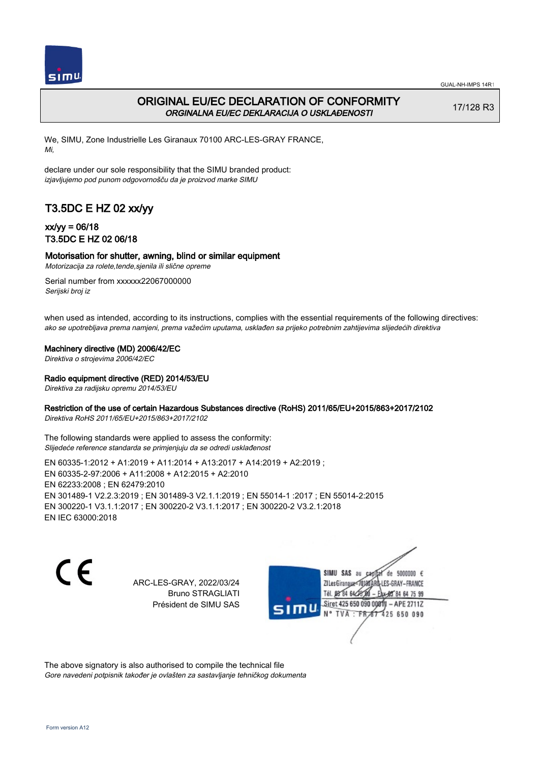# ORIGINAL EU/EC DECLARATION OF CONFORMITY

*ORGINALNA EU/EC DEKLARACIJA O USKLAĐENOSTI*

17/128 R3

We, SIMU, Zone Industrielle Les Giranaux 70100 ARC-LES-GRAY FRANCE,
*Mi,*

declare under our sole responsibility that the SIMU branded product:
*izjavljujemo pod punom odgovornošču da je proizvod marke SIMU*

## T3.5DC E HZ 02 xx/yy

### xx/yy = 06/18
### T3.5DC E HZ 02 06/18

**Motorisation for shutter, awning, blind or similar equipment**
*Motorizacija za rolete,tende,sjenila ili slične opreme*

Serial number from xxxxxx22067000000
*Serijski broj iz*

when used as intended, according to its instructions, complies with the essential requirements of the following directives:
*ako se upotrebljava prema namjeni, prema važećim uputama, usklađen sa prijeko potrebnim zahtijevima slijedećih direktiva*

**Machinery directive (MD) 2006/42/EC**
*Direktiva o strojevima 2006/42/EC*

**Radio equipment directive (RED) 2014/53/EU**
*Direktiva za radijsku opremu 2014/53/EU*

**Restriction of the use of certain Hazardous Substances directive (RoHS) 2011/65/EU+2015/863+2017/2102**
*Direktiva RoHS 2011/65/EU+2015/863+2017/2102*

The following standards were applied to assess the conformity:
*Slijedeće reference standarda se primjenjuju da se odredi usklađenost*

EN 60335-1:2012 + A1:2019 + A11:2014 + A13:2017 + A14:2019 + A2:2019 ;
EN 60335-2-97:2006 + A11:2008 + A12:2015 + A2:2010
EN 62233:2008 ; EN 62479:2010
EN 301489-1 V2.2.3:2019 ; EN 301489-3 V2.1.1:2019 ; EN 55014-1 :2017 ; EN 55014-2:2015
EN 300220-1 V3.1.1:2017 ; EN 300220-2 V3.1.1:2017 ; EN 300220-2 V3.2.1:2018
EN IEC 63000:2018

ARC-LES-GRAY, 2022/03/24
Bruno STRAGLIATI
Président de SIMU SAS

SIMU SAS au capital de 5000000 €
ZI Les Giranaux 70100 ARC-LES-GRAY-FRANCE
Tél. 03 84 64 75 00 – Fax 03 84 64 75 99
Siret 425 650 090 00011 – APE 2711Z
N° TVA : FR 87 425 650 090

The above signatory is also authorised to compile the technical file
*Gore navedeni potpisnik također je ovlašten za sastavljanje tehničkog dokumenta*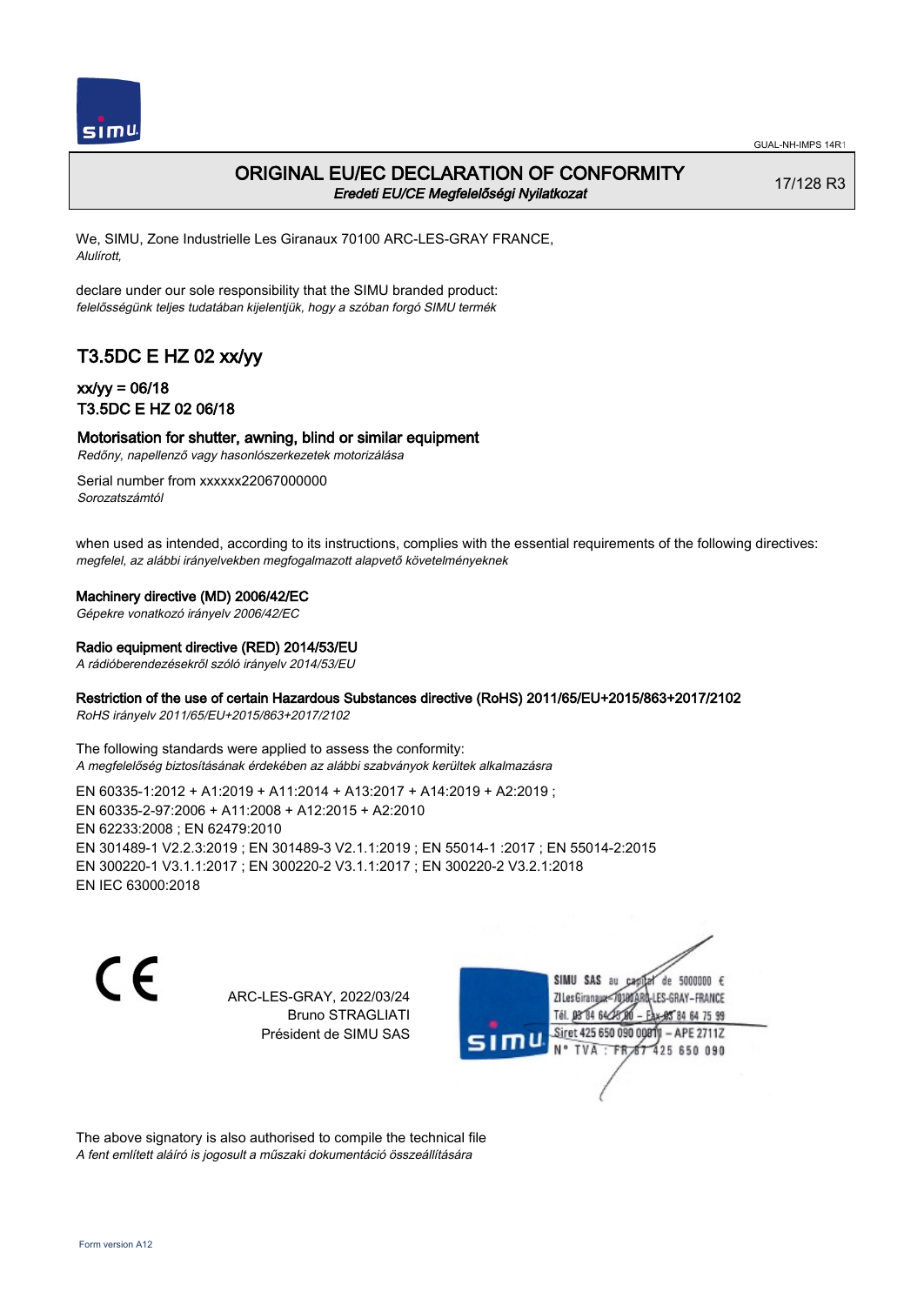# ORIGINAL EU/EC DECLARATION OF CONFORMITY

*Eredeti EU/CE Megfelelőségi Nyilatkozat*

17/128 R3

We, SIMU, Zone Industrielle Les Giranaux 70100 ARC-LES-GRAY FRANCE,
*Alulírott,*

declare under our sole responsibility that the SIMU branded product:
*felelősségünk teljes tudatában kijelentjük, hogy a szóban forgó SIMU termék*

## T3.5DC E HZ 02 xx/yy

### xx/yy = 06/18
### T3.5DC E HZ 02 06/18

**Motorisation for shutter, awning, blind or similar equipment**
*Redőny, napellenző vagy hasonlószerkezetek motorizálása*

Serial number from xxxxxx22067000000
*Sorozatszámtól*

when used as intended, according to its instructions, complies with the essential requirements of the following directives:
*megfelel, az alábbi irányelvekben megfogalmazott alapvető követelményeknek*

**Machinery directive (MD) 2006/42/EC**
*Gépekre vonatkozó irányelv 2006/42/EC*

**Radio equipment directive (RED) 2014/53/EU**
*A rádióberendezésekről szóló irányelv 2014/53/EU*

**Restriction of the use of certain Hazardous Substances directive (RoHS) 2011/65/EU+2015/863+2017/2102**
*RoHS irányelv 2011/65/EU+2015/863+2017/2102*

The following standards were applied to assess the conformity:
*A megfelelőség biztosításának érdekében az alábbi szabványok kerültek alkalmazásra*

EN 60335-1:2012 + A1:2019 + A11:2014 + A13:2017 + A14:2019 + A2:2019 ;
EN 60335-2-97:2006 + A11:2008 + A12:2015 + A2:2010
EN 62233:2008 ; EN 62479:2010
EN 301489-1 V2.2.3:2019 ; EN 301489-3 V2.1.1:2019 ; EN 55014-1 :2017 ; EN 55014-2:2015
EN 300220-1 V3.1.1:2017 ; EN 300220-2 V3.1.1:2017 ; EN 300220-2 V3.2.1:2018
EN IEC 63000:2018

CE

ARC-LES-GRAY, 2022/03/24
Bruno STRAGLIATI
Président de SIMU SAS

SIMU SAS au capital de 5000000 €
ZI Les Giranaux 70100 ARC-LES-GRAY–FRANCE
Tél. 03 84 64 75 00 – Fax 03 84 64 75 99
Siret 425 650 090 00011 – APE 2711Z
N° TVA : FR 87 425 650 090

The above signatory is also authorised to compile the technical file
*A fent említett aláíró is jogosult a műszaki dokumentáció összeállítására*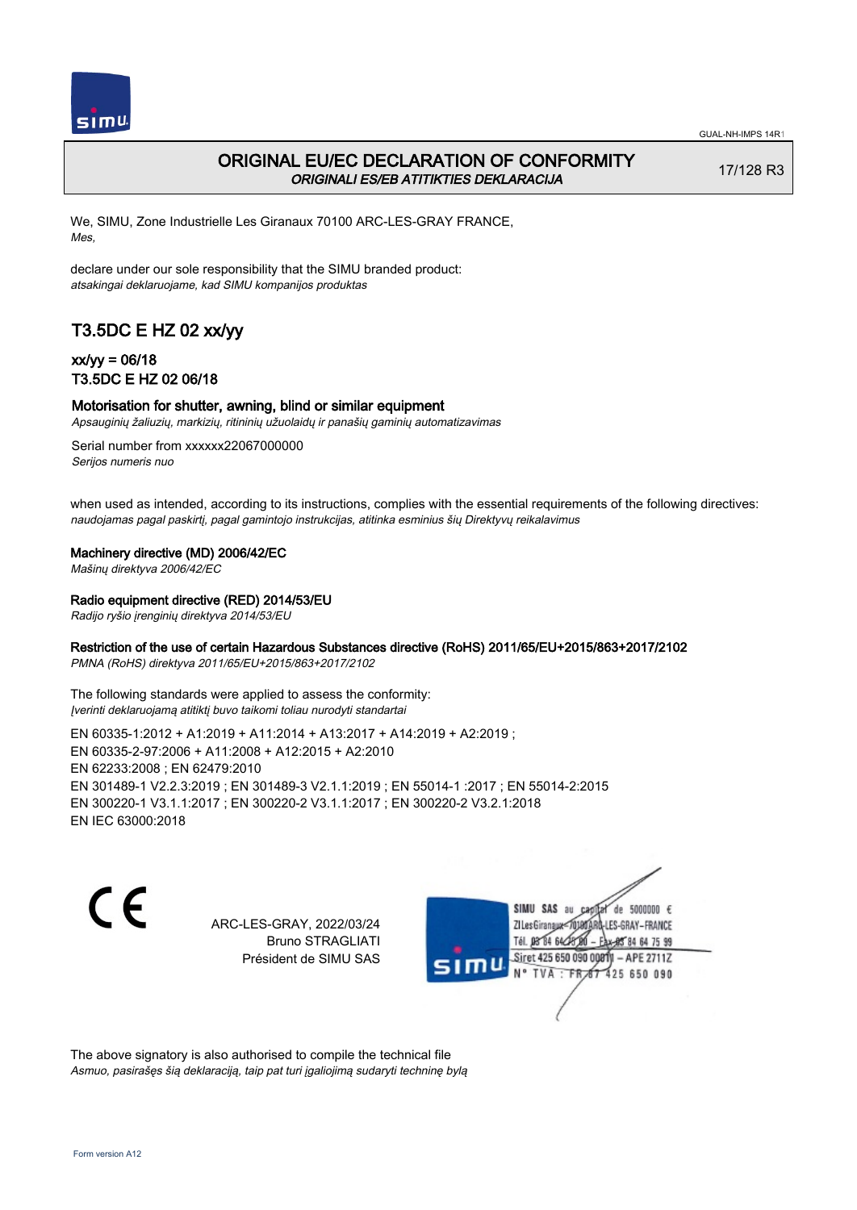# ORIGINAL EU/EC DECLARATION OF CONFORMITY

*ORIGINALI ES/EB ATITIKTIES DEKLARACIJA*

17/128 R3

We, SIMU, Zone Industrielle Les Giranaux 70100 ARC-LES-GRAY FRANCE,
*Mes,*

declare under our sole responsibility that the SIMU branded product:
*atsakingai deklaruojame, kad SIMU kompanijos produktas*

## T3.5DC E HZ 02 xx/yy

### xx/yy = 06/18
### T3.5DC E HZ 02 06/18

**Motorisation for shutter, awning, blind or similar equipment**
*Apsauginių žaliuzių, markizių, ritininių užuolaidų ir panašių gaminių automatizavimas*

Serial number from xxxxxx22067000000
*Serijos numeris nuo*

when used as intended, according to its instructions, complies with the essential requirements of the following directives:
*naudojamas pagal paskirtį, pagal gamintojo instrukcijas, atitinka esminius šių Direktyvų reikalavimus*

**Machinery directive (MD) 2006/42/EC**
*Mašinų direktyva 2006/42/EC*

**Radio equipment directive (RED) 2014/53/EU**
*Radijo ryšio įrenginių direktyva 2014/53/EU*

**Restriction of the use of certain Hazardous Substances directive (RoHS) 2011/65/EU+2015/863+2017/2102**
*PMNA (RoHS) direktyva 2011/65/EU+2015/863+2017/2102*

The following standards were applied to assess the conformity:
*Įverinti deklaruojamą atitiktį buvo taikomi toliau nurodyti standartai*

EN 60335-1:2012 + A1:2019 + A11:2014 + A13:2017 + A14:2019 + A2:2019 ;
EN 60335-2-97:2006 + A11:2008 + A12:2015 + A2:2010
EN 62233:2008 ; EN 62479:2010
EN 301489-1 V2.2.3:2019 ; EN 301489-3 V2.1.1:2019 ; EN 55014-1 :2017 ; EN 55014-2:2015
EN 300220-1 V3.1.1:2017 ; EN 300220-2 V3.1.1:2017 ; EN 300220-2 V3.2.1:2018
EN IEC 63000:2018

CE

ARC-LES-GRAY, 2022/03/24
Bruno STRAGLIATI
Président de SIMU SAS

SIMU SAS au capital de 5000000 €
ZI Les Giranaux 70100 ARC-LES-GRAY–FRANCE
Tél. 03 84 64 75 00 – Fax 03 84 64 75 99
Siret 425 650 090 00011 – APE 2711Z
N° TVA : FR 67 425 650 090

The above signatory is also authorised to compile the technical file
*Asmuo, pasirašęs šią deklaraciją, taip pat turi įgaliojimą sudaryti techninę bylą*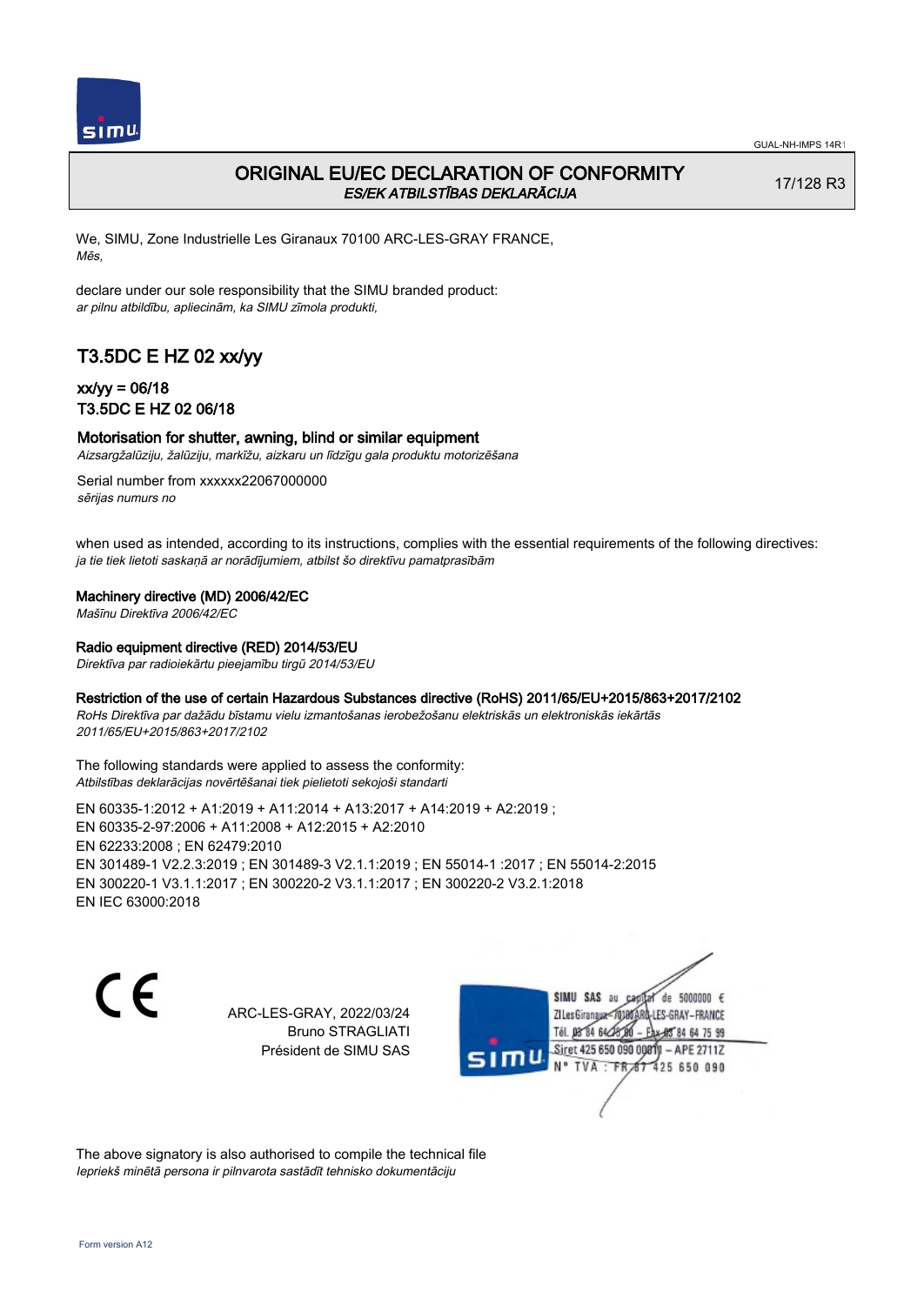# ORIGINAL EU/EC DECLARATION OF CONFORMITY

*ES/EK ATBILSTĪBAS DEKLARĀCIJA*

17/128 R3

We, SIMU, Zone Industrielle Les Giranaux 70100 ARC-LES-GRAY FRANCE,
*Mēs,*

declare under our sole responsibility that the SIMU branded product:
*ar pilnu atbildību, apliecinām, ka SIMU zīmola produkti,*

## T3.5DC E HZ 02 xx/yy

### xx/yy = 06/18
### T3.5DC E HZ 02 06/18

**Motorisation for shutter, awning, blind or similar equipment**
*Aizsargžalūziju, žalūziju, markīžu, aizkaru un līdzīgu gala produktu motorizēšana*

Serial number from xxxxxx22067000000
*sērijas numurs no*

when used as intended, according to its instructions, complies with the essential requirements of the following directives:
*ja tie tiek lietoti saskaņā ar norādījumiem, atbilst šo direktīvu pamatprasībām*

**Machinery directive (MD) 2006/42/EC**
*Mašīnu Direktīva 2006/42/EC*

**Radio equipment directive (RED) 2014/53/EU**
*Direktīva par radioiekārtu pieejamību tirgū 2014/53/EU*

**Restriction of the use of certain Hazardous Substances directive (RoHS) 2011/65/EU+2015/863+2017/2102**
*RoHs Direktīva par dažādu bīstamu vielu izmantošanas ierobežošanu elektriskās un elektroniskās iekārtās 2011/65/EU+2015/863+2017/2102*

The following standards were applied to assess the conformity:
*Atbilstības deklarācijas novērtēšanai tiek pielietoti sekojoši standarti*

EN 60335-1:2012 + A1:2019 + A11:2014 + A13:2017 + A14:2019 + A2:2019 ;
EN 60335-2-97:2006 + A11:2008 + A12:2015 + A2:2010
EN 62233:2008 ; EN 62479:2010
EN 301489-1 V2.2.3:2019 ; EN 301489-3 V2.1.1:2019 ; EN 55014-1 :2017 ; EN 55014-2:2015
EN 300220-1 V3.1.1:2017 ; EN 300220-2 V3.1.1:2017 ; EN 300220-2 V3.2.1:2018
EN IEC 63000:2018

CE

ARC-LES-GRAY, 2022/03/24
Bruno STRAGLIATI
Président de SIMU SAS

SIMU SAS au capital de 5000000 €
ZI Les Giranaux 70100 ARC-LES-GRAY-FRANCE
Tél. 03 84 64 75 00 – Fax 03 84 64 75 99
Siret 425 650 090 00011 – APE 2711Z
N° TVA : FR 87 425 650 090

The above signatory is also authorised to compile the technical file
*Iepriekš minētā persona ir pilnvarota sastādīt tehnisko dokumentāciju*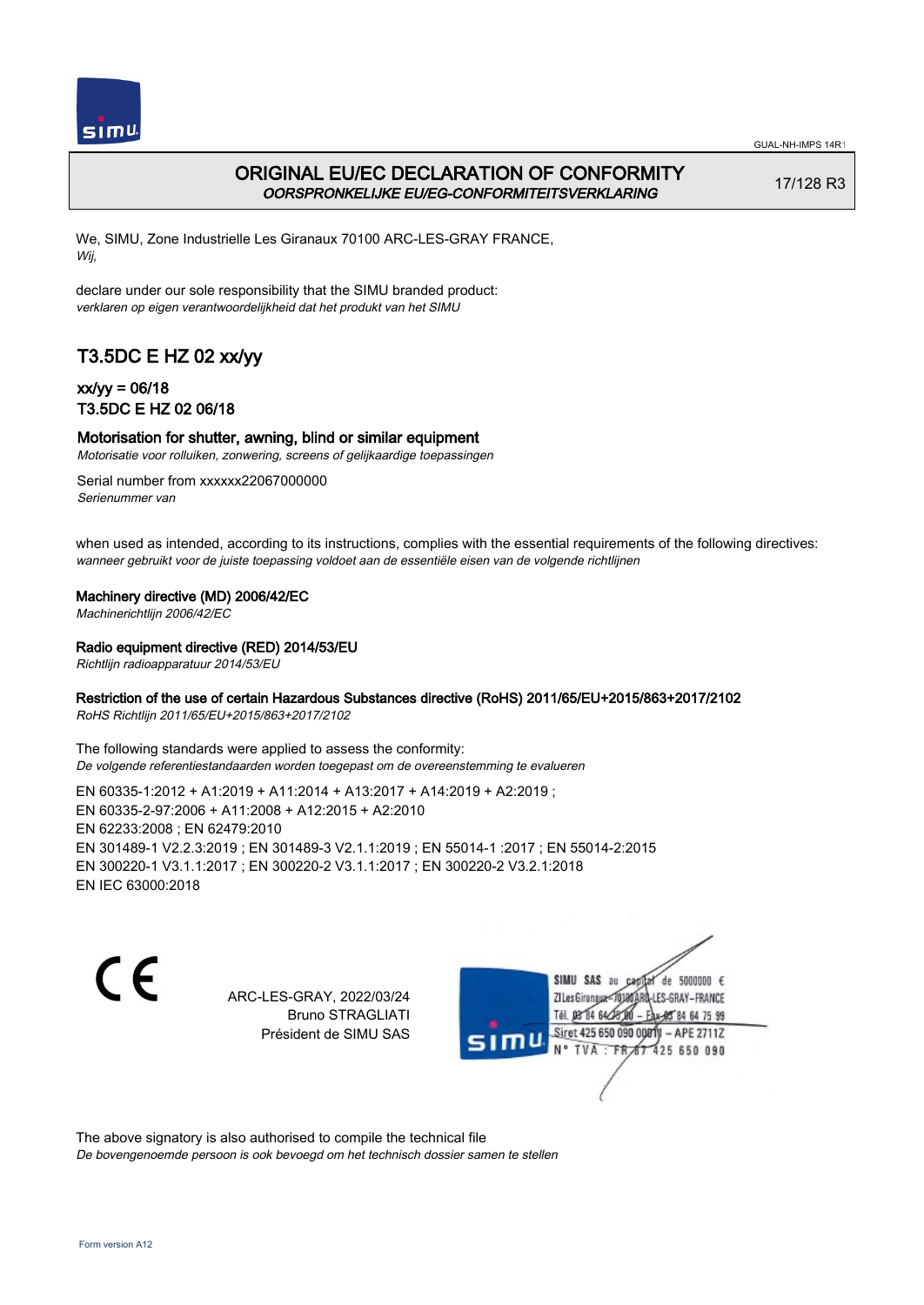# ORIGINAL EU/EC DECLARATION OF CONFORMITY
*OORSPRONKELIJKE EU/EG-CONFORMITEITSVERKLARING*

17/128 R3

We, SIMU, Zone Industrielle Les Giranaux 70100 ARC-LES-GRAY FRANCE,
*Wij,*

declare under our sole responsibility that the SIMU branded product:
*verklaren op eigen verantwoordelijkheid dat het produkt van het SIMU*

## T3.5DC E HZ 02 xx/yy

### xx/yy = 06/18
### T3.5DC E HZ 02 06/18

**Motorisation for shutter, awning, blind or similar equipment**
*Motorisatie voor rolluiken, zonwering, screens of gelijkaardige toepassingen*

Serial number from xxxxxx22067000000
*Serienummer van*

when used as intended, according to its instructions, complies with the essential requirements of the following directives:
*wanneer gebruikt voor de juiste toepassing voldoet aan de essentiële eisen van de volgende richtlijnen*

**Machinery directive (MD) 2006/42/EC**
*Machinerichtlijn 2006/42/EC*

**Radio equipment directive (RED) 2014/53/EU**
*Richtlijn radioapparatuur 2014/53/EU*

**Restriction of the use of certain Hazardous Substances directive (RoHS) 2011/65/EU+2015/863+2017/2102**
*RoHS Richtlijn 2011/65/EU+2015/863+2017/2102*

The following standards were applied to assess the conformity:
*De volgende referentiestandaarden worden toegepast om de overeenstemming te evalueren*

EN 60335-1:2012 + A1:2019 + A11:2014 + A13:2017 + A14:2019 + A2:2019 ;
EN 60335-2-97:2006 + A11:2008 + A12:2015 + A2:2010
EN 62233:2008 ; EN 62479:2010
EN 301489-1 V2.2.3:2019 ; EN 301489-3 V2.1.1:2019 ; EN 55014-1 :2017 ; EN 55014-2:2015
EN 300220-1 V3.1.1:2017 ; EN 300220-2 V3.1.1:2017 ; EN 300220-2 V3.2.1:2018
EN IEC 63000:2018

CE

ARC-LES-GRAY, 2022/03/24
Bruno STRAGLIATI
Président de SIMU SAS

SIMU SAS au capital de 5000000 €
ZI Les Giranaux 70100 ARC-LES-GRAY-FRANCE
Tél. 03 84 64 78 00 – Fax 03 84 64 75 99
Siret 425 650 090 00011 – APE 2711Z
N° TVA : FR 67 425 650 090

The above signatory is also authorised to compile the technical file
*De bovengenoemde persoon is ook bevoegd om het technisch dossier samen te stellen*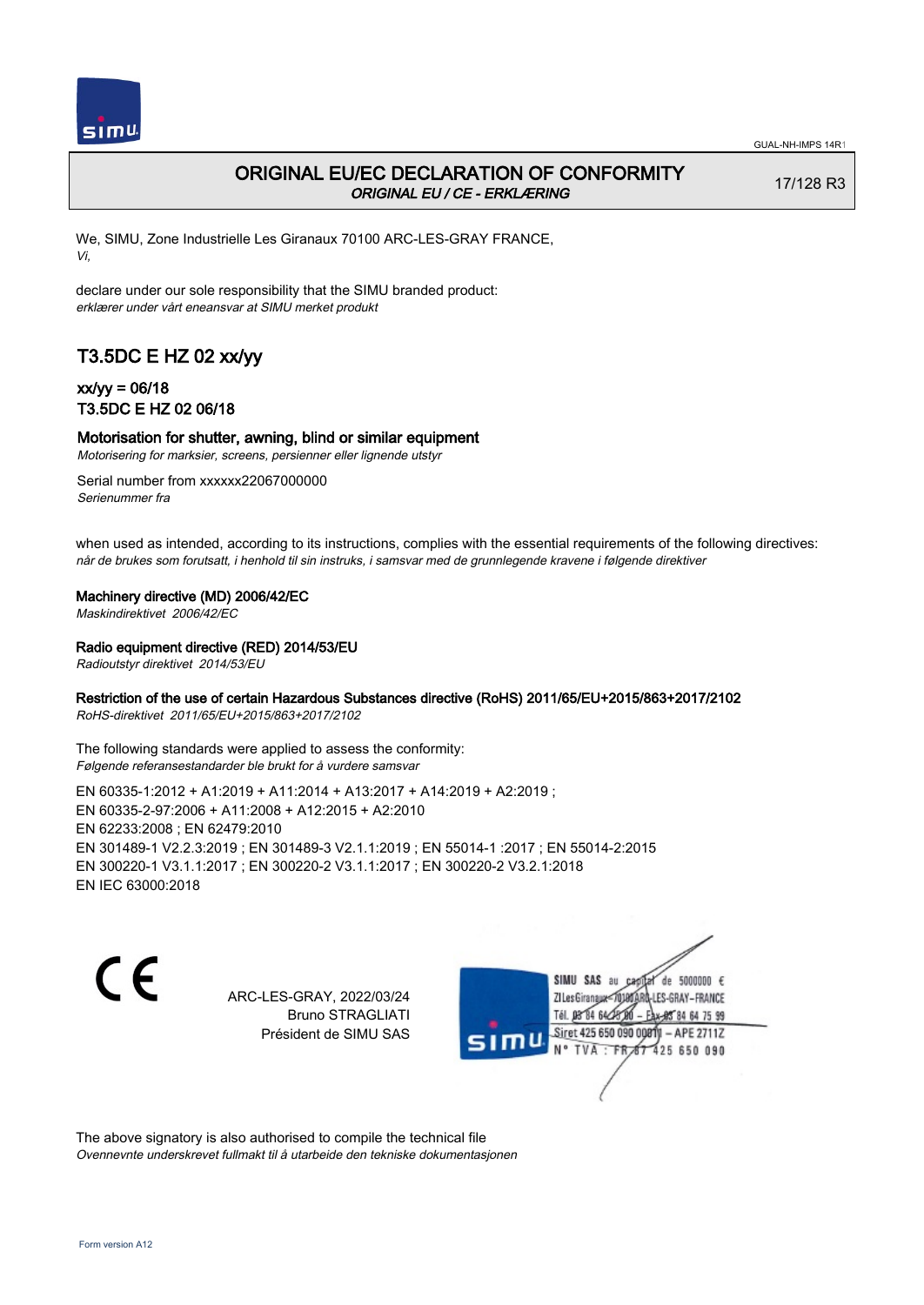GUAL-NH-IMPS 14R1

# ORIGINAL EU/EC DECLARATION OF CONFORMITY

*ORIGINAL EU / CE - ERKLÆRING*

17/128 R3

We, SIMU, Zone Industrielle Les Giranaux 70100 ARC-LES-GRAY FRANCE,
*Vi,*

declare under our sole responsibility that the SIMU branded product:
*erklærer under vårt eneansvar at SIMU merket produkt*

## T3.5DC E HZ 02 xx/yy

### xx/yy = 06/18
### T3.5DC E HZ 02 06/18

**Motorisation for shutter, awning, blind or similar equipment**
*Motorisering for marksier, screens, persienner eller lignende utstyr*

Serial number from xxxxxx22067000000
*Serienummer fra*

when used as intended, according to its instructions, complies with the essential requirements of the following directives:
*når de brukes som forutsatt, i henhold til sin instruks, i samsvar med de grunnlegende kravene i følgende direktiver*

**Machinery directive (MD) 2006/42/EC**
*Maskindirektivet 2006/42/EC*

**Radio equipment directive (RED) 2014/53/EU**
*Radioutstyr direktivet 2014/53/EU*

**Restriction of the use of certain Hazardous Substances directive (RoHS) 2011/65/EU+2015/863+2017/2102**
*RoHS-direktivet 2011/65/EU+2015/863+2017/2102*

The following standards were applied to assess the conformity:
*Følgende referansestandarder ble brukt for å vurdere samsvar*

EN 60335-1:2012 + A1:2019 + A11:2014 + A13:2017 + A14:2019 + A2:2019 ;
EN 60335-2-97:2006 + A11:2008 + A12:2015 + A2:2010
EN 62233:2008 ; EN 62479:2010
EN 301489-1 V2.2.3:2019 ; EN 301489-3 V2.1.1:2019 ; EN 55014-1 :2017 ; EN 55014-2:2015
EN 300220-1 V3.1.1:2017 ; EN 300220-2 V3.1.1:2017 ; EN 300220-2 V3.2.1:2018
EN IEC 63000:2018

CE

ARC-LES-GRAY, 2022/03/24
Bruno STRAGLIATI
Président de SIMU SAS

SIMU SAS au capital de 5000000 €
ZI Les Giranaux 70100 ARC-LES-GRAY-FRANCE
Tél. 03 84 64 75 00 – Fax 03 84 64 75 99
Siret 425 650 090 00011 – APE 2711Z
N° TVA : FR 67 425 650 090

The above signatory is also authorised to compile the technical file
*Ovennevnte underskrevet fullmakt til å utarbeide den tekniske dokumentasjonen*

Form version A12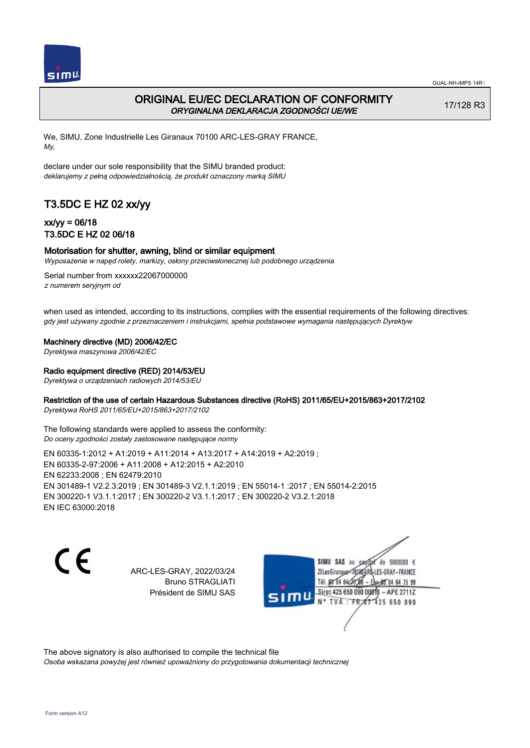GUAL-NH-IMPS 14R1

# ORIGINAL EU/EC DECLARATION OF CONFORMITY
*ORYGINALNA DEKLARACJA ZGODNOŚCI UE/WE*

17/128 R3

We, SIMU, Zone Industrielle Les Giranaux 70100 ARC-LES-GRAY FRANCE,
*My,*

declare under our sole responsibility that the SIMU branded product:
*deklarujemy z pełną odpowiedzialnością, że produkt oznaczony marką SIMU*

## T3.5DC E HZ 02 xx/yy

### xx/yy = 06/18
### T3.5DC E HZ 02 06/18

**Motorisation for shutter, awning, blind or similar equipment**
*Wyposażenie w napęd rolety, markizy, osłony przeciwsłonecznej lub podobnego urządzenia*

Serial number from xxxxxx22067000000
*z numerem seryjnym od*

when used as intended, according to its instructions, complies with the essential requirements of the following directives:
*gdy jest używany zgodnie z przeznaczeniem i instrukcjami, spełnia podstawowe wymagania następujących Dyrektyw*

**Machinery directive (MD) 2006/42/EC**
*Dyrektywa maszynowa 2006/42/EC*

**Radio equipment directive (RED) 2014/53/EU**
*Dyrektywa o urządzeniach radiowych 2014/53/EU*

**Restriction of the use of certain Hazardous Substances directive (RoHS) 2011/65/EU+2015/863+2017/2102**
*Dyrektywa RoHS 2011/65/EU+2015/863+2017/2102*

The following standards were applied to assess the conformity:
*Do oceny zgodności zostały zastosowane następujące normy*

EN 60335-1:2012 + A1:2019 + A11:2014 + A13:2017 + A14:2019 + A2:2019 ;
EN 60335-2-97:2006 + A11:2008 + A12:2015 + A2:2010
EN 62233:2008 ; EN 62479:2010
EN 301489-1 V2.2.3:2019 ; EN 301489-3 V2.1.1:2019 ; EN 55014-1 :2017 ; EN 55014-2:2015
EN 300220-1 V3.1.1:2017 ; EN 300220-2 V3.1.1:2017 ; EN 300220-2 V3.2.1:2018
EN IEC 63000:2018

CE

ARC-LES-GRAY, 2022/03/24
Bruno STRAGLIATI
Président de SIMU SAS

SIMU SAS au capital de 5000000 €
ZI Les Giranaux 70100 ARC-LES-GRAY-FRANCE
Tél. 03 84 64 75 00 – Fax 03 84 64 75 99
Siret 425 650 090 00011 – APE 2711Z
N° TVA : FR 87 425 650 090

The above signatory is also authorised to compile the technical file
*Osoba wskazana powyżej jest również upoważniony do przygotowania dokumentacji technicznej*

Form version A12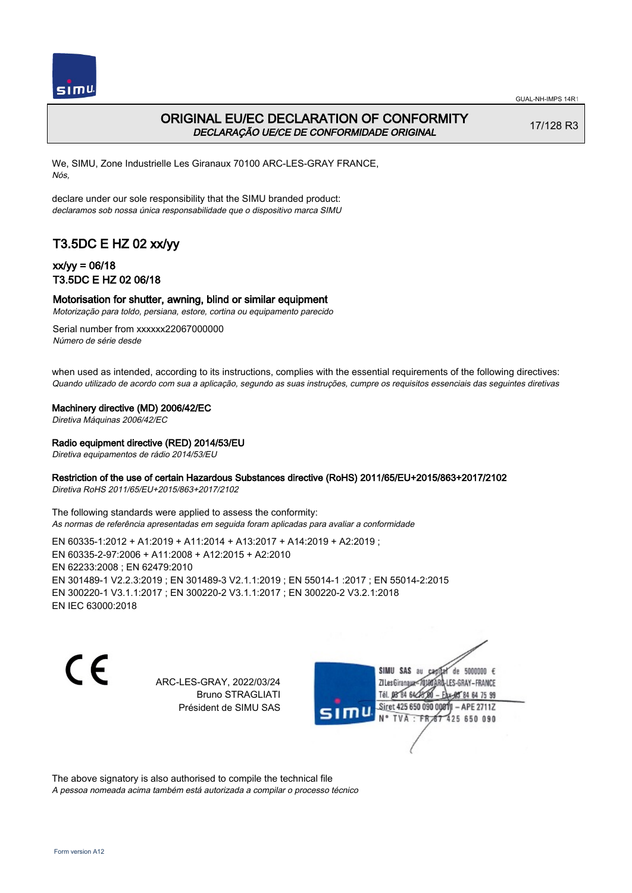GUAL-NH-IMPS 14R1

# ORIGINAL EU/EC DECLARATION OF CONFORMITY

*DECLARAÇÃO UE/CE DE CONFORMIDADE ORIGINAL*

17/128 R3

We, SIMU, Zone Industrielle Les Giranaux 70100 ARC-LES-GRAY FRANCE,
*Nós,*

declare under our sole responsibility that the SIMU branded product:
*declaramos sob nossa única responsabilidade que o dispositivo marca SIMU*

## T3.5DC E HZ 02 xx/yy

### xx/yy = 06/18
### T3.5DC E HZ 02 06/18

**Motorisation for shutter, awning, blind or similar equipment**
*Motorização para toldo, persiana, estore, cortina ou equipamento parecido*

Serial number from xxxxxx22067000000
*Número de série desde*

when used as intended, according to its instructions, complies with the essential requirements of the following directives:
*Quando utilizado de acordo com sua a aplicação, segundo as suas instruções, cumpre os requisitos essenciais das seguintes diretivas*

**Machinery directive (MD) 2006/42/EC**
*Diretiva Máquinas 2006/42/EC*

**Radio equipment directive (RED) 2014/53/EU**
*Diretiva equipamentos de rádio 2014/53/EU*

**Restriction of the use of certain Hazardous Substances directive (RoHS) 2011/65/EU+2015/863+2017/2102**
*Diretiva RoHS 2011/65/EU+2015/863+2017/2102*

The following standards were applied to assess the conformity:
*As normas de referência apresentadas em seguida foram aplicadas para avaliar a conformidade*

EN 60335-1:2012 + A1:2019 + A11:2014 + A13:2017 + A14:2019 + A2:2019 ;
EN 60335-2-97:2006 + A11:2008 + A12:2015 + A2:2010
EN 62233:2008 ; EN 62479:2010
EN 301489-1 V2.2.3:2019 ; EN 301489-3 V2.1.1:2019 ; EN 55014-1 :2017 ; EN 55014-2:2015
EN 300220-1 V3.1.1:2017 ; EN 300220-2 V3.1.1:2017 ; EN 300220-2 V3.2.1:2018
EN IEC 63000:2018

CE

ARC-LES-GRAY, 2022/03/24
Bruno STRAGLIATI
Président de SIMU SAS

SIMU SAS au capital de 5000000 €
ZI Les Giranaux 70100 ARC-LES-GRAY-FRANCE
Tél. 03 84 64 75 00 – Fax 03 84 64 75 99
Siret 425 650 090 00011 – APE 2711Z
N° TVA : FR 87 425 650 090

The above signatory is also authorised to compile the technical file
*A pessoa nomeada acima também está autorizada a compilar o processo técnico*

Form version A12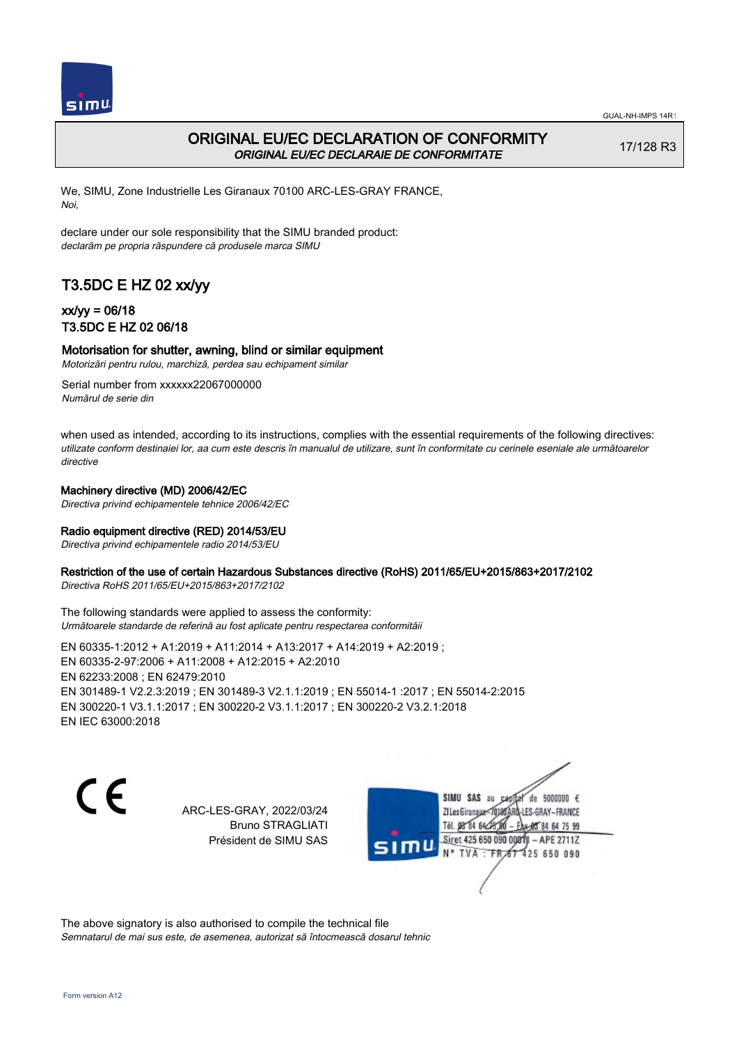# ORIGINAL EU/EC DECLARATION OF CONFORMITY

*ORIGINAL EU/EC DECLARAIE DE CONFORMITATE*

17/128 R3

We, SIMU, Zone Industrielle Les Giranaux 70100 ARC-LES-GRAY FRANCE,
*Noi,*

declare under our sole responsibility that the SIMU branded product:
*declarăm pe propria răspundere că produsele marca SIMU*

## T3.5DC E HZ 02 xx/yy

### xx/yy = 06/18
### T3.5DC E HZ 02 06/18

**Motorisation for shutter, awning, blind or similar equipment**
*Motorizări pentru rulou, marchiză, perdea sau echipament similar*

Serial number from xxxxxx22067000000
*Numărul de serie din*

when used as intended, according to its instructions, complies with the essential requirements of the following directives:
*utilizate conform destinaiei lor, aa cum este descris în manualul de utilizare, sunt în conformitate cu cerinele eseniale ale următoarelor directive*

**Machinery directive (MD) 2006/42/EC**
*Directiva privind echipamentele tehnice 2006/42/EC*

**Radio equipment directive (RED) 2014/53/EU**
*Directiva privind echipamentele radio 2014/53/EU*

**Restriction of the use of certain Hazardous Substances directive (RoHS) 2011/65/EU+2015/863+2017/2102**
*Directiva RoHS 2011/65/EU+2015/863+2017/2102*

The following standards were applied to assess the conformity:
*Următoarele standarde de referină au fost aplicate pentru respectarea conformităii*

EN 60335-1:2012 + A1:2019 + A11:2014 + A13:2017 + A14:2019 + A2:2019 ;
EN 60335-2-97:2006 + A11:2008 + A12:2015 + A2:2010
EN 62233:2008 ; EN 62479:2010
EN 301489-1 V2.2.3:2019 ; EN 301489-3 V2.1.1:2019 ; EN 55014-1 :2017 ; EN 55014-2:2015
EN 300220-1 V3.1.1:2017 ; EN 300220-2 V3.1.1:2017 ; EN 300220-2 V3.2.1:2018
EN IEC 63000:2018

ARC-LES-GRAY, 2022/03/24
Bruno STRAGLIATI
Président de SIMU SAS

SIMU SAS au capital de 5000000 €
ZI Les Giranaux 70100 ARC-LES-GRAY-FRANCE
Tél. 03 84 64 78 00 – Fax 03 84 64 75 99
Siret 425 650 090 00011 – APE 2711Z
N° TVA : FR 67 425 650 090

The above signatory is also authorised to compile the technical file
*Semnatarul de mai sus este, de asemenea, autorizat să întocmească dosarul tehnic*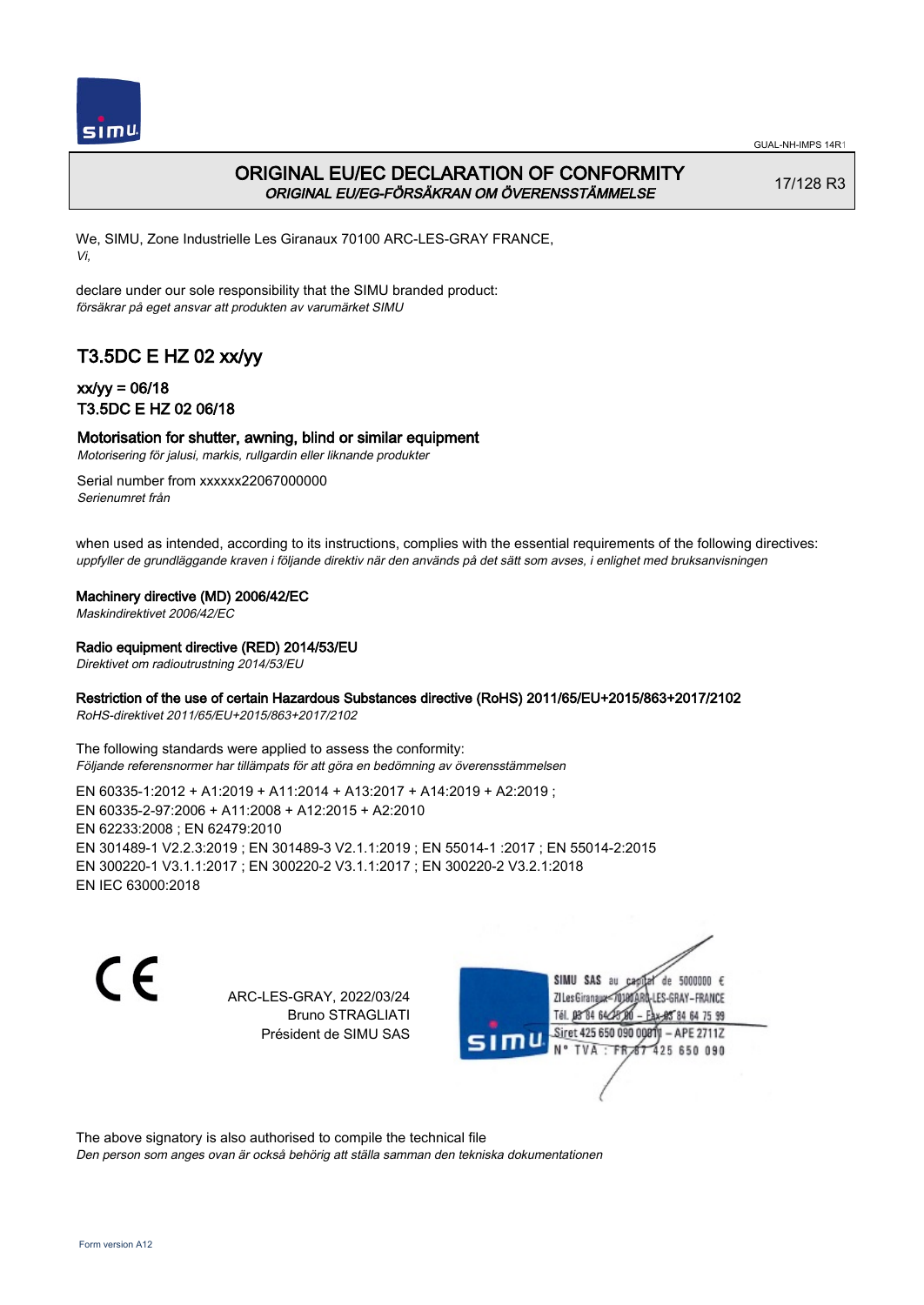# ORIGINAL EU/EC DECLARATION OF CONFORMITY
*ORIGINAL EU/EG-FÖRSÄKRAN OM ÖVERENSSTÄMMELSE*

17/128 R3

We, SIMU, Zone Industrielle Les Giranaux 70100 ARC-LES-GRAY FRANCE,
*Vi,*

declare under our sole responsibility that the SIMU branded product:
*försäkrar på eget ansvar att produkten av varumärket SIMU*

## T3.5DC E HZ 02 xx/yy

### xx/yy = 06/18
### T3.5DC E HZ 02 06/18

**Motorisation for shutter, awning, blind or similar equipment**
*Motorisering för jalusi, markis, rullgardin eller liknande produkter*

Serial number from xxxxxx22067000000
*Serienumret från*

when used as intended, according to its instructions, complies with the essential requirements of the following directives:
*uppfyller de grundläggande kraven i följande direktiv när den används på det sätt som avses, i enlighet med bruksanvisningen*

**Machinery directive (MD) 2006/42/EC**
*Maskindirektivet 2006/42/EC*

**Radio equipment directive (RED) 2014/53/EU**
*Direktivet om radioutrustning 2014/53/EU*

**Restriction of the use of certain Hazardous Substances directive (RoHS) 2011/65/EU+2015/863+2017/2102**
*RoHS-direktivet 2011/65/EU+2015/863+2017/2102*

The following standards were applied to assess the conformity:
*Följande referensnormer har tillämpats för att göra en bedömning av överensstämmelsen*

EN 60335-1:2012 + A1:2019 + A11:2014 + A13:2017 + A14:2019 + A2:2019 ;
EN 60335-2-97:2006 + A11:2008 + A12:2015 + A2:2010
EN 62233:2008 ; EN 62479:2010
EN 301489-1 V2.2.3:2019 ; EN 301489-3 V2.1.1:2019 ; EN 55014-1 :2017 ; EN 55014-2:2015
EN 300220-1 V3.1.1:2017 ; EN 300220-2 V3.1.1:2017 ; EN 300220-2 V3.2.1:2018
EN IEC 63000:2018

CE

ARC-LES-GRAY, 2022/03/24
Bruno STRAGLIATI
Président de SIMU SAS

SIMU SAS au capital de 5000000 €
ZI Les Giranaux 70100 ARC-LES-GRAY–FRANCE
Tél. 03 84 64 75 00 – Fax 03 84 64 75 99
Siret 425 650 090 00011 – APE 2711Z
N° TVA : FR 67 425 650 090

The above signatory is also authorised to compile the technical file
*Den person som anges ovan är också behörig att ställa samman den tekniska dokumentationen*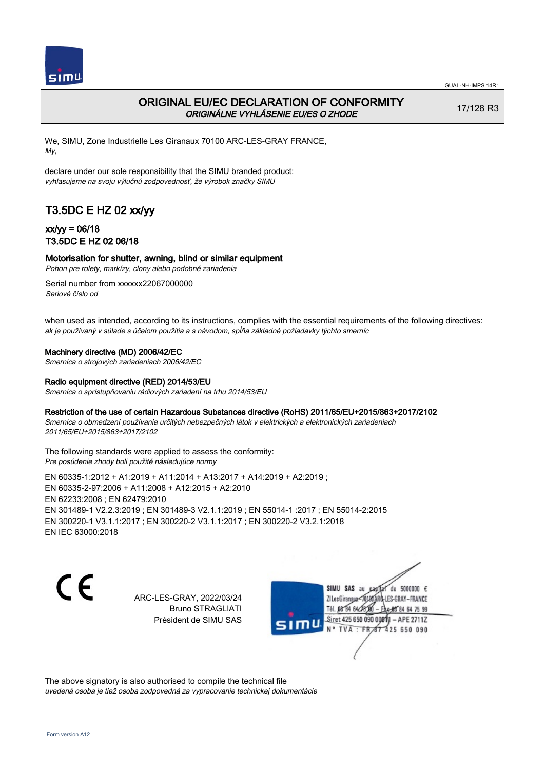GUAL-NH-IMPS 14R1

# ORIGINAL EU/EC DECLARATION OF CONFORMITY
*ORIGINÁLNE VYHLÁSENIE EU/ES O ZHODE*

17/128 R3

We, SIMU, Zone Industrielle Les Giranaux 70100 ARC-LES-GRAY FRANCE,
*My,*

declare under our sole responsibility that the SIMU branded product:
*vyhlasujeme na svoju výlučnú zodpovednosť, že výrobok značky SIMU*

## T3.5DC E HZ 02 xx/yy

### xx/yy = 06/18
### T3.5DC E HZ 02 06/18

**Motorisation for shutter, awning, blind or similar equipment**
*Pohon pre rolety, markízy, clony alebo podobné zariadenia*

Serial number from xxxxxx22067000000
*Seriové číslo od*

when used as intended, according to its instructions, complies with the essential requirements of the following directives:
*ak je používaný v súlade s účelom použitia a s návodom, spĺňa základné požiadavky týchto smerníc*

**Machinery directive (MD) 2006/42/EC**
*Smernica o strojových zariadeniach 2006/42/EC*

**Radio equipment directive (RED) 2014/53/EU**
*Smernica o sprístupňovaniu rádiových zariadení na trhu 2014/53/EU*

**Restriction of the use of certain Hazardous Substances directive (RoHS) 2011/65/EU+2015/863+2017/2102**
*Smernica o obmedzení používania určitých nebezpečných látok v elektrických a elektronických zariadeniach 2011/65/EU+2015/863+2017/2102*

The following standards were applied to assess the conformity:
*Pre posúdenie zhody boli použité následujúce normy*

EN 60335-1:2012 + A1:2019 + A11:2014 + A13:2017 + A14:2019 + A2:2019 ;
EN 60335-2-97:2006 + A11:2008 + A12:2015 + A2:2010
EN 62233:2008 ; EN 62479:2010
EN 301489-1 V2.2.3:2019 ; EN 301489-3 V2.1.1:2019 ; EN 55014-1 :2017 ; EN 55014-2:2015
EN 300220-1 V3.1.1:2017 ; EN 300220-2 V3.1.1:2017 ; EN 300220-2 V3.2.1:2018
EN IEC 63000:2018

CE

ARC-LES-GRAY, 2022/03/24
Bruno STRAGLIATI
Président de SIMU SAS

SIMU SAS au capital de 5000000 €
ZI Les Giranaux 70100 ARC-LES-GRAY-FRANCE
Tél. 03 84 64 78 00 – Fax 03 84 64 75 99
Siret 425 650 090 00011 – APE 2711Z
N° TVA : FR 87 425 650 090

The above signatory is also authorised to compile the technical file
*uvedená osoba je tiež osoba zodpovedná za vypracovanie technickej dokumentácie*

Form version A12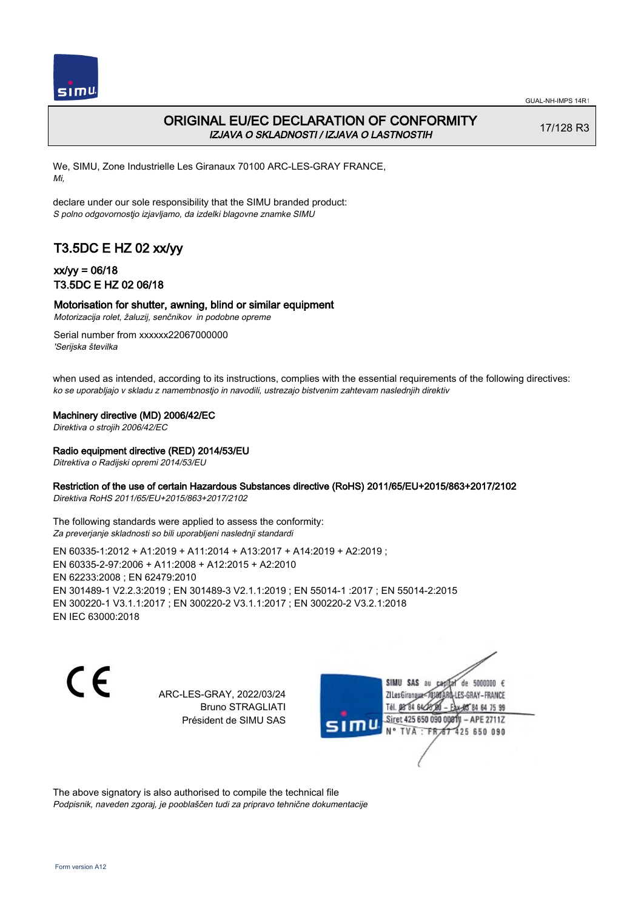GUAL-NH-IMPS 14R1

# ORIGINAL EU/EC DECLARATION OF CONFORMITY

*IZJAVA O SKLADNOSTI / IZJAVA O LASTNOSTIH*

17/128 R3

We, SIMU, Zone Industrielle Les Giranaux 70100 ARC-LES-GRAY FRANCE,
*Mi,*

declare under our sole responsibility that the SIMU branded product:
*S polno odgovornostjo izjavljamo, da izdelki blagovne znamke SIMU*

## T3.5DC E HZ 02 xx/yy

### xx/yy = 06/18
### T3.5DC E HZ 02 06/18

**Motorisation for shutter, awning, blind or similar equipment**
*Motorizacija rolet, žaluzij, senčnikov in podobne opreme*

Serial number from xxxxxx22067000000
*'Serijska številka*

when used as intended, according to its instructions, complies with the essential requirements of the following directives:
*ko se uporabljajo v skladu z namembnostjo in navodili, ustrezajo bistvenim zahtevam naslednjih direktiv*

**Machinery directive (MD) 2006/42/EC**
*Direktiva o strojih 2006/42/EC*

**Radio equipment directive (RED) 2014/53/EU**
*Ditrektiva o Radijski opremi 2014/53/EU*

**Restriction of the use of certain Hazardous Substances directive (RoHS) 2011/65/EU+2015/863+2017/2102**
*Direktiva RoHS 2011/65/EU+2015/863+2017/2102*

The following standards were applied to assess the conformity:
*Za preverjanje skladnosti so bili uporabljeni naslednji standardi*

EN 60335-1:2012 + A1:2019 + A11:2014 + A13:2017 + A14:2019 + A2:2019 ;
EN 60335-2-97:2006 + A11:2008 + A12:2015 + A2:2010
EN 62233:2008 ; EN 62479:2010
EN 301489-1 V2.2.3:2019 ; EN 301489-3 V2.1.1:2019 ; EN 55014-1 :2017 ; EN 55014-2:2015
EN 300220-1 V3.1.1:2017 ; EN 300220-2 V3.1.1:2017 ; EN 300220-2 V3.2.1:2018
EN IEC 63000:2018

CE

ARC-LES-GRAY, 2022/03/24
Bruno STRAGLIATI
Président de SIMU SAS

SIMU SAS au capital de 5000000 €
ZI Les Giranaux 70100 ARC-LES-GRAY – FRANCE
Tél. 03 84 64 75 00 – Fax 03 84 64 75 99
Siret 425 650 090 00011 – APE 2711Z
N° TVA : FR 87 425 650 090

The above signatory is also authorised to compile the technical file
*Podpisnik, naveden zgoraj, je pooblaščen tudi za pripravo tehnične dokumentacije*

Form version A12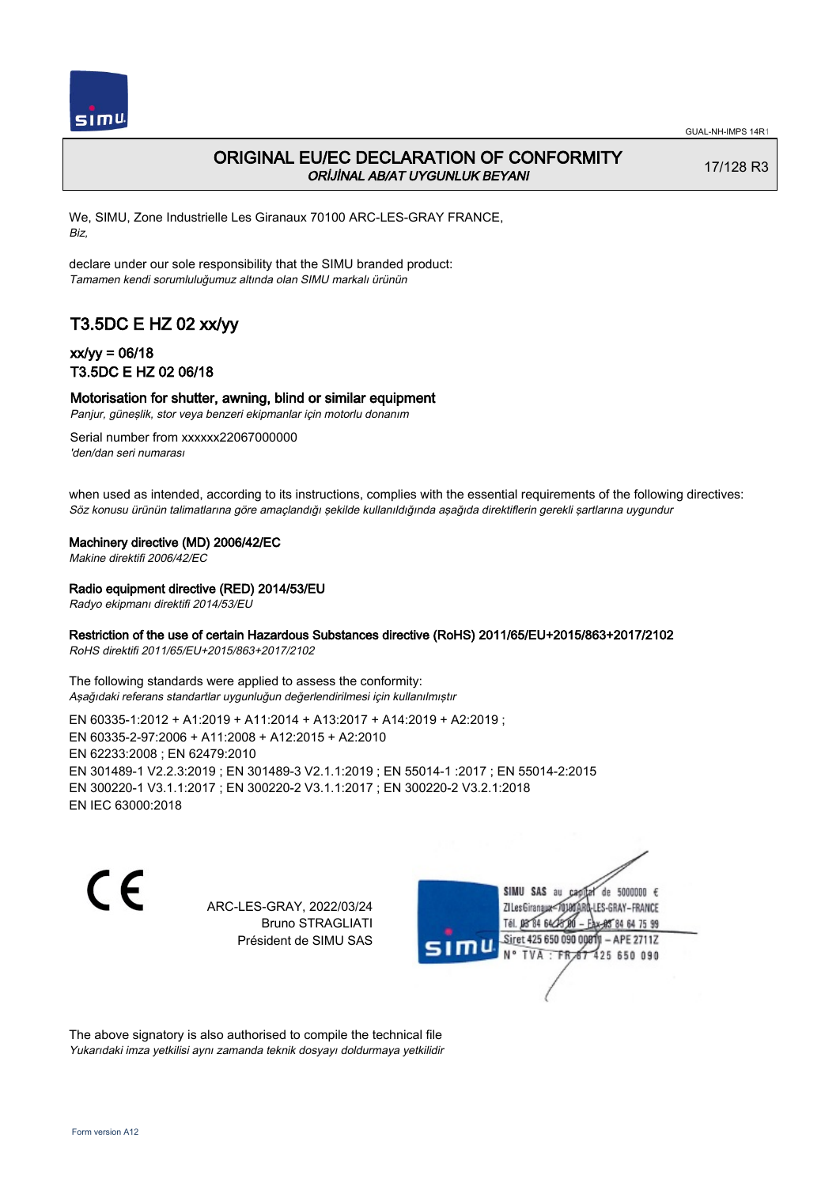# ORIGINAL EU/EC DECLARATION OF CONFORMITY
*ORİJİNAL AB/AT UYGUNLUK BEYANI*

17/128 R3

We, SIMU, Zone Industrielle Les Giranaux 70100 ARC-LES-GRAY FRANCE,
*Biz,*

declare under our sole responsibility that the SIMU branded product:
*Tamamen kendi sorumluluğumuz altında olan SIMU markalı ürünün*

## T3.5DC E HZ 02 xx/yy

### xx/yy = 06/18
### T3.5DC E HZ 02 06/18

**Motorisation for shutter, awning, blind or similar equipment**
*Panjur, güneşlik, stor veya benzeri ekipmanlar için motorlu donanım*

Serial number from xxxxxx22067000000
*'den/dan seri numarası*

when used as intended, according to its instructions, complies with the essential requirements of the following directives:
*Söz konusu ürünün talimatlarına göre amaçlandığı şekilde kullanıldığında aşağıda direktiflerin gerekli şartlarına uygundur*

**Machinery directive (MD) 2006/42/EC**
*Makine direktifi 2006/42/EC*

**Radio equipment directive (RED) 2014/53/EU**
*Radyo ekipmanı direktifi 2014/53/EU*

**Restriction of the use of certain Hazardous Substances directive (RoHS) 2011/65/EU+2015/863+2017/2102**
*RoHS direktifi 2011/65/EU+2015/863+2017/2102*

The following standards were applied to assess the conformity:
*Aşağıdaki referans standartlar uygunluğun değerlendirilmesi için kullanılmıştır*

EN 60335-1:2012 + A1:2019 + A11:2014 + A13:2017 + A14:2019 + A2:2019 ;
EN 60335-2-97:2006 + A11:2008 + A12:2015 + A2:2010
EN 62233:2008 ; EN 62479:2010
EN 301489-1 V2.2.3:2019 ; EN 301489-3 V2.1.1:2019 ; EN 55014-1 :2017 ; EN 55014-2:2015
EN 300220-1 V3.1.1:2017 ; EN 300220-2 V3.1.1:2017 ; EN 300220-2 V3.2.1:2018
EN IEC 63000:2018

CE

ARC-LES-GRAY, 2022/03/24
Bruno STRAGLIATI
Président de SIMU SAS

SIMU SAS au capital de 5000000 €
ZI Les Giranaux 70100 ARC-LES-GRAY-FRANCE
Tél. 03 84 64 75 00 – Fax 03 84 64 75 99
Siret 425 650 090 00011 – APE 2711Z
N° TVA : FR 87 425 650 090

The above signatory is also authorised to compile the technical file
*Yukarıdaki imza yetkilisi aynı zamanda teknik dosyayı doldurmaya yetkilidir*

Form version A12